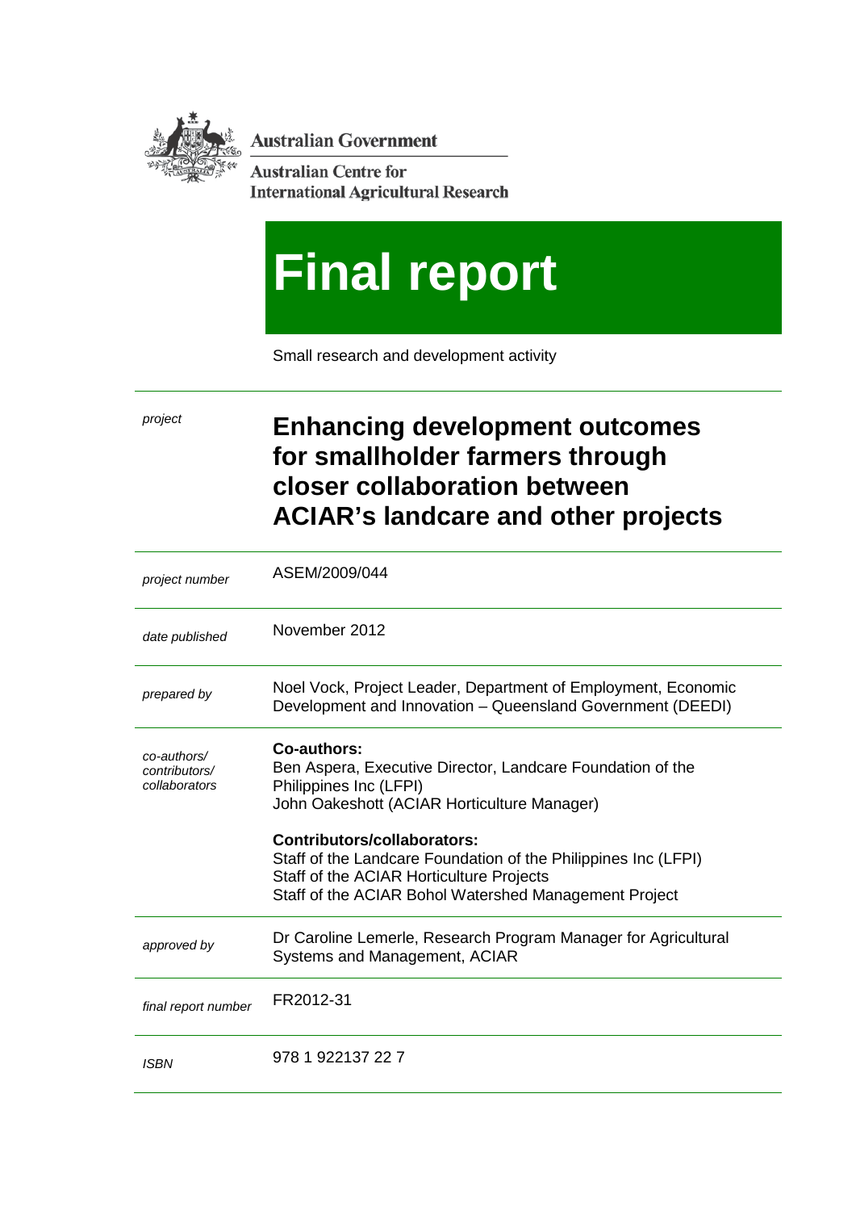Australian Government

Australian Centre for International Agricultural Research

# Final report

Small research and development activity

| | |
|---|---|
| *project* | **Enhancing development outcomes for smallholder farmers through closer collaboration between ACIAR's landcare and other projects** |
| *project number* | ASEM/2009/044 |
| *date published* | November 2012 |
| *prepared by* | Noel Vock, Project Leader, Department of Employment, Economic Development and Innovation – Queensland Government (DEEDI) |
| *co-authors/ contributors/ collaborators* | **Co-authors:**<br>Ben Aspera, Executive Director, Landcare Foundation of the Philippines Inc (LFPI)<br>John Oakeshott (ACIAR Horticulture Manager)<br><br>**Contributors/collaborators:**<br>Staff of the Landcare Foundation of the Philippines Inc (LFPI)<br>Staff of the ACIAR Horticulture Projects<br>Staff of the ACIAR Bohol Watershed Management Project |
| *approved by* | Dr Caroline Lemerle, Research Program Manager for Agricultural Systems and Management, ACIAR |
| *final report number* | FR2012-31 |
| *ISBN* | 978 1 922137 22 7 |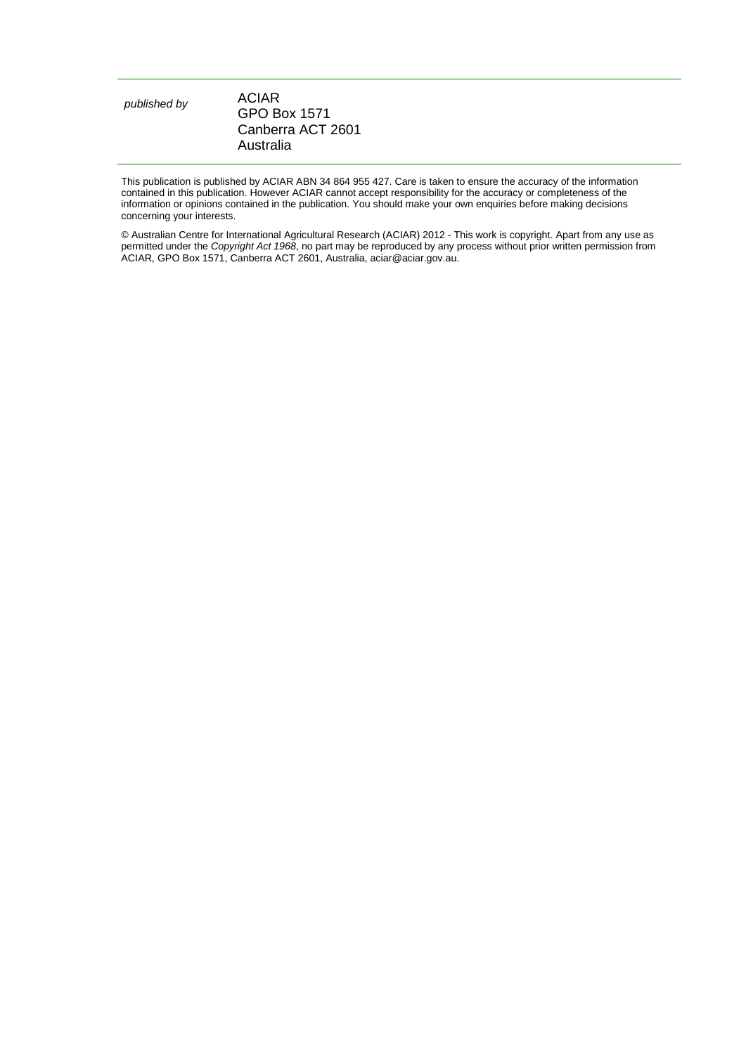*published by*

ACIAR
GPO Box 1571
Canberra ACT 2601
Australia

This publication is published by ACIAR ABN 34 864 955 427. Care is taken to ensure the accuracy of the information contained in this publication. However ACIAR cannot accept responsibility for the accuracy or completeness of the information or opinions contained in the publication. You should make your own enquiries before making decisions concerning your interests.

© Australian Centre for International Agricultural Research (ACIAR) 2012 - This work is copyright. Apart from any use as permitted under the *Copyright Act 1968*, no part may be reproduced by any process without prior written permission from ACIAR, GPO Box 1571, Canberra ACT 2601, Australia, aciar@aciar.gov.au.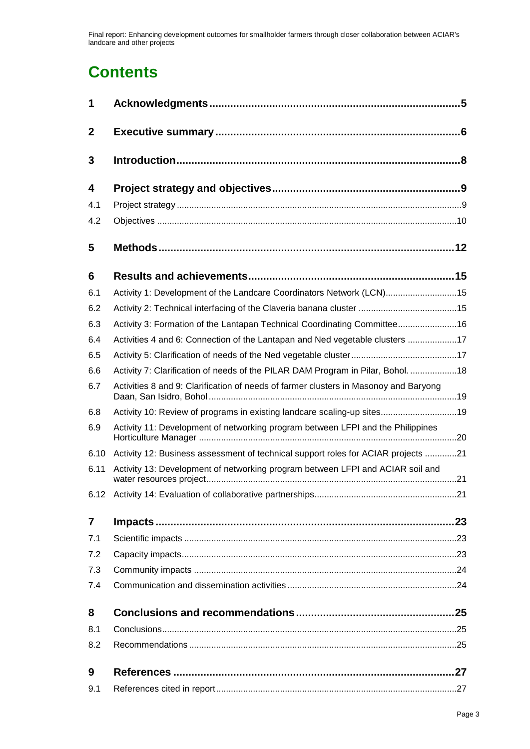# Contents

| | | |
|---|---|---|
| **1** | **Acknowledgments** | **5** |
| **2** | **Executive summary** | **6** |
| **3** | **Introduction** | **8** |
| **4** | **Project strategy and objectives** | **9** |
| 4.1 | Project strategy | 9 |
| 4.2 | Objectives | 10 |
| **5** | **Methods** | **12** |
| **6** | **Results and achievements** | **15** |
| 6.1 | Activity 1: Development of the Landcare Coordinators Network (LCN) | 15 |
| 6.2 | Activity 2: Technical interfacing of the Claveria banana cluster | 15 |
| 6.3 | Activity 3: Formation of the Lantapan Technical Coordinating Committee | 16 |
| 6.4 | Activities 4 and 6: Connection of the Lantapan and Ned vegetable clusters | 17 |
| 6.5 | Activity 5: Clarification of needs of the Ned vegetable cluster | 17 |
| 6.6 | Activity 7: Clarification of needs of the PILAR DAM Program in Pilar, Bohol. | 18 |
| 6.7 | Activities 8 and 9: Clarification of needs of farmer clusters in Masonoy and Baryong Daan, San Isidro, Bohol | 19 |
| 6.8 | Activity 10: Review of programs in existing landcare scaling-up sites | 19 |
| 6.9 | Activity 11: Development of networking program between LFPI and the Philippines Horticulture Manager | 20 |
| 6.10 | Activity 12: Business assessment of technical support roles for ACIAR projects | 21 |
| 6.11 | Activity 13: Development of networking program between LFPI and ACIAR soil and water resources project | 21 |
| 6.12 | Activity 14: Evaluation of collaborative partnerships | 21 |
| **7** | **Impacts** | **23** |
| 7.1 | Scientific impacts | 23 |
| 7.2 | Capacity impacts | 23 |
| 7.3 | Community impacts | 24 |
| 7.4 | Communication and dissemination activities | 24 |
| **8** | **Conclusions and recommendations** | **25** |
| 8.1 | Conclusions | 25 |
| 8.2 | Recommendations | 25 |
| **9** | **References** | **27** |
| 9.1 | References cited in report | 27 |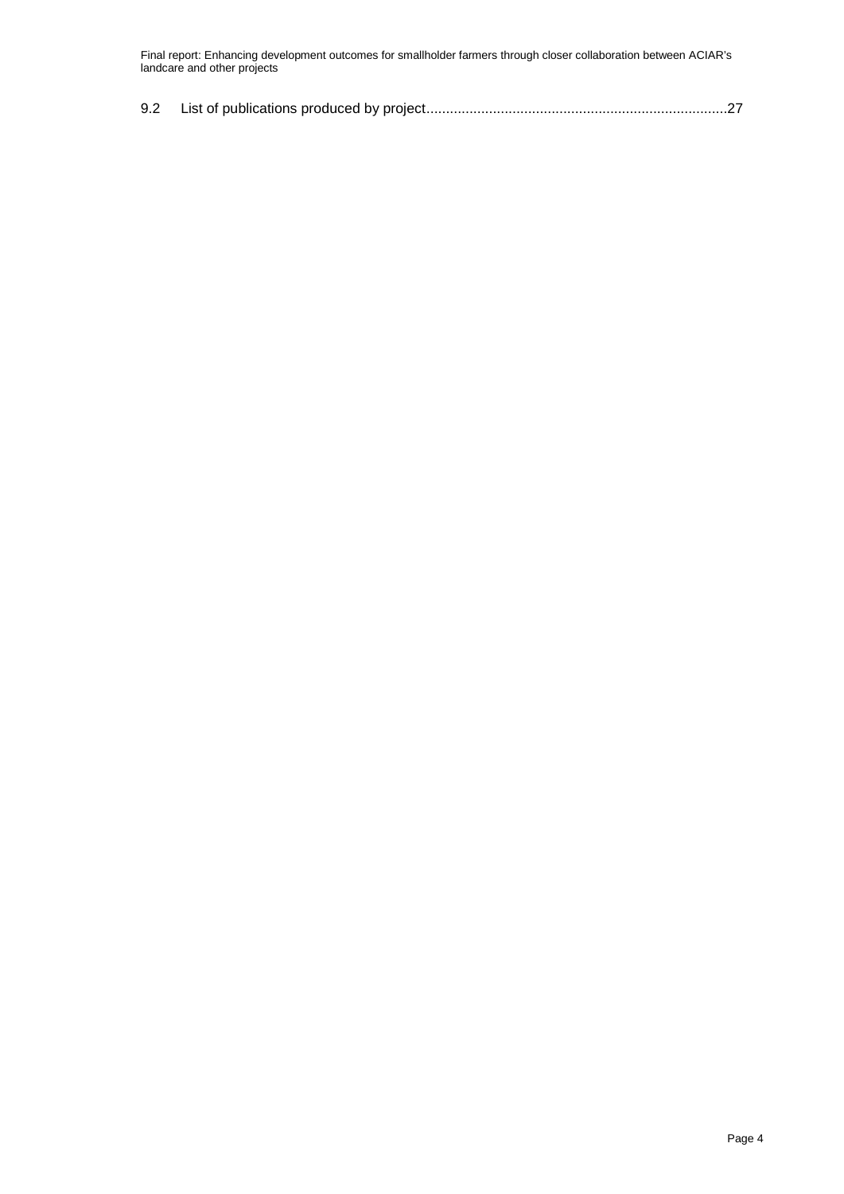9.2 List of publications produced by project........................................................................27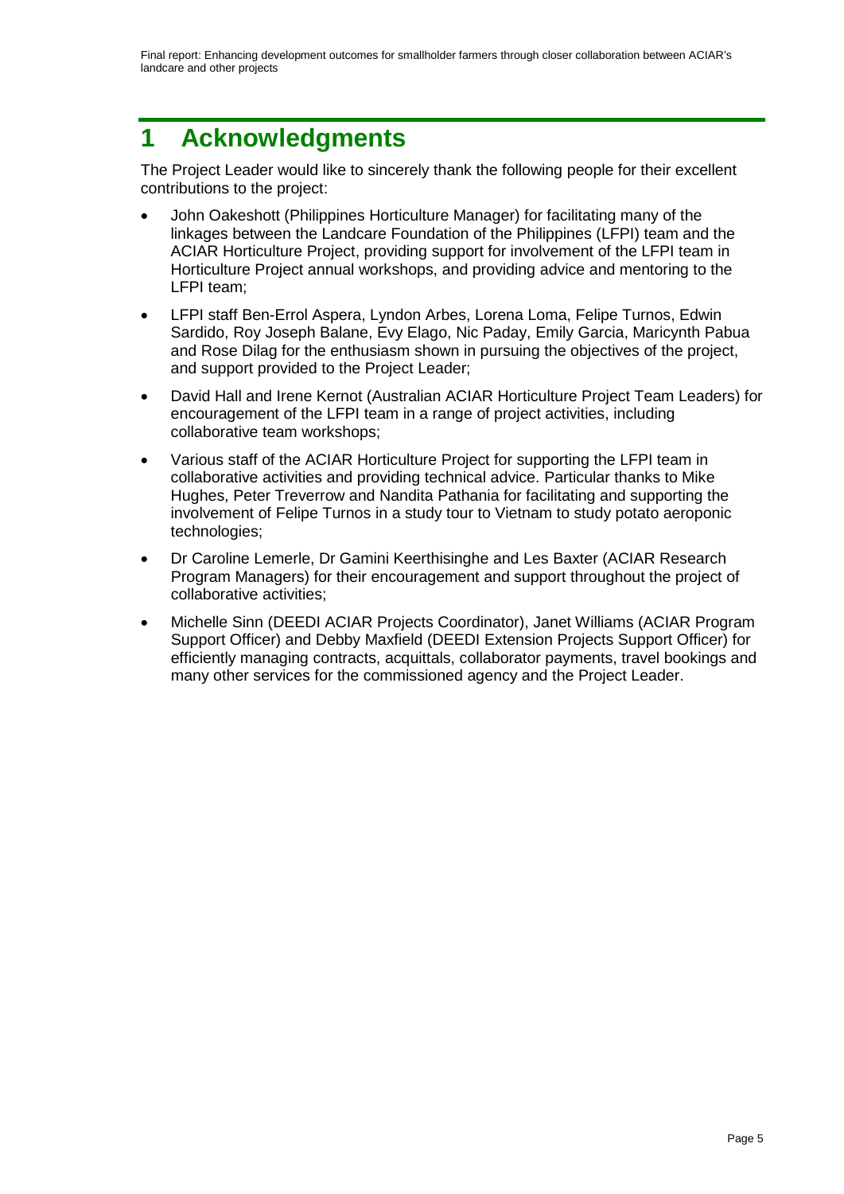# 1 Acknowledgments

The Project Leader would like to sincerely thank the following people for their excellent contributions to the project:

- John Oakeshott (Philippines Horticulture Manager) for facilitating many of the linkages between the Landcare Foundation of the Philippines (LFPI) team and the ACIAR Horticulture Project, providing support for involvement of the LFPI team in Horticulture Project annual workshops, and providing advice and mentoring to the LFPI team;
- LFPI staff Ben-Errol Aspera, Lyndon Arbes, Lorena Loma, Felipe Turnos, Edwin Sardido, Roy Joseph Balane, Evy Elago, Nic Paday, Emily Garcia, Maricynth Pabua and Rose Dilag for the enthusiasm shown in pursuing the objectives of the project, and support provided to the Project Leader;
- David Hall and Irene Kernot (Australian ACIAR Horticulture Project Team Leaders) for encouragement of the LFPI team in a range of project activities, including collaborative team workshops;
- Various staff of the ACIAR Horticulture Project for supporting the LFPI team in collaborative activities and providing technical advice. Particular thanks to Mike Hughes, Peter Treverrow and Nandita Pathania for facilitating and supporting the involvement of Felipe Turnos in a study tour to Vietnam to study potato aeroponic technologies;
- Dr Caroline Lemerle, Dr Gamini Keerthisinghe and Les Baxter (ACIAR Research Program Managers) for their encouragement and support throughout the project of collaborative activities;
- Michelle Sinn (DEEDI ACIAR Projects Coordinator), Janet Williams (ACIAR Program Support Officer) and Debby Maxfield (DEEDI Extension Projects Support Officer) for efficiently managing contracts, acquittals, collaborator payments, travel bookings and many other services for the commissioned agency and the Project Leader.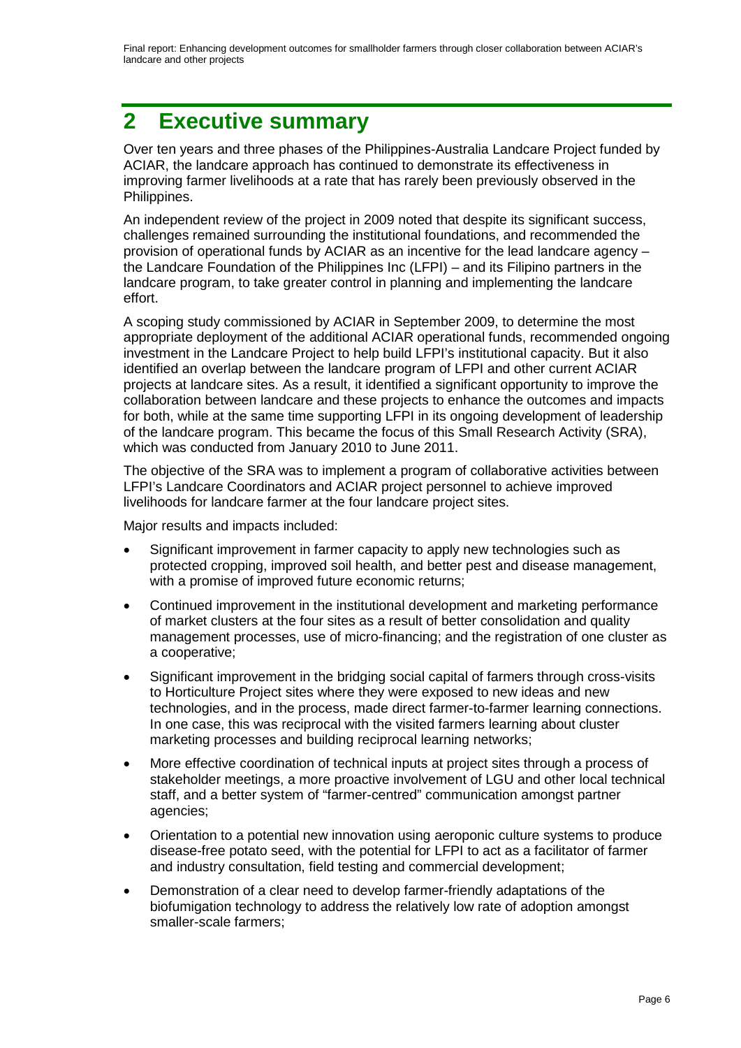# 2 Executive summary

Over ten years and three phases of the Philippines-Australia Landcare Project funded by ACIAR, the landcare approach has continued to demonstrate its effectiveness in improving farmer livelihoods at a rate that has rarely been previously observed in the Philippines.

An independent review of the project in 2009 noted that despite its significant success, challenges remained surrounding the institutional foundations, and recommended the provision of operational funds by ACIAR as an incentive for the lead landcare agency – the Landcare Foundation of the Philippines Inc (LFPI) – and its Filipino partners in the landcare program, to take greater control in planning and implementing the landcare effort.

A scoping study commissioned by ACIAR in September 2009, to determine the most appropriate deployment of the additional ACIAR operational funds, recommended ongoing investment in the Landcare Project to help build LFPI's institutional capacity. But it also identified an overlap between the landcare program of LFPI and other current ACIAR projects at landcare sites. As a result, it identified a significant opportunity to improve the collaboration between landcare and these projects to enhance the outcomes and impacts for both, while at the same time supporting LFPI in its ongoing development of leadership of the landcare program. This became the focus of this Small Research Activity (SRA), which was conducted from January 2010 to June 2011.

The objective of the SRA was to implement a program of collaborative activities between LFPI's Landcare Coordinators and ACIAR project personnel to achieve improved livelihoods for landcare farmer at the four landcare project sites.

Major results and impacts included:

- Significant improvement in farmer capacity to apply new technologies such as protected cropping, improved soil health, and better pest and disease management, with a promise of improved future economic returns;
- Continued improvement in the institutional development and marketing performance of market clusters at the four sites as a result of better consolidation and quality management processes, use of micro-financing; and the registration of one cluster as a cooperative;
- Significant improvement in the bridging social capital of farmers through cross-visits to Horticulture Project sites where they were exposed to new ideas and new technologies, and in the process, made direct farmer-to-farmer learning connections. In one case, this was reciprocal with the visited farmers learning about cluster marketing processes and building reciprocal learning networks;
- More effective coordination of technical inputs at project sites through a process of stakeholder meetings, a more proactive involvement of LGU and other local technical staff, and a better system of "farmer-centred" communication amongst partner agencies;
- Orientation to a potential new innovation using aeroponic culture systems to produce disease-free potato seed, with the potential for LFPI to act as a facilitator of farmer and industry consultation, field testing and commercial development;
- Demonstration of a clear need to develop farmer-friendly adaptations of the biofumigation technology to address the relatively low rate of adoption amongst smaller-scale farmers;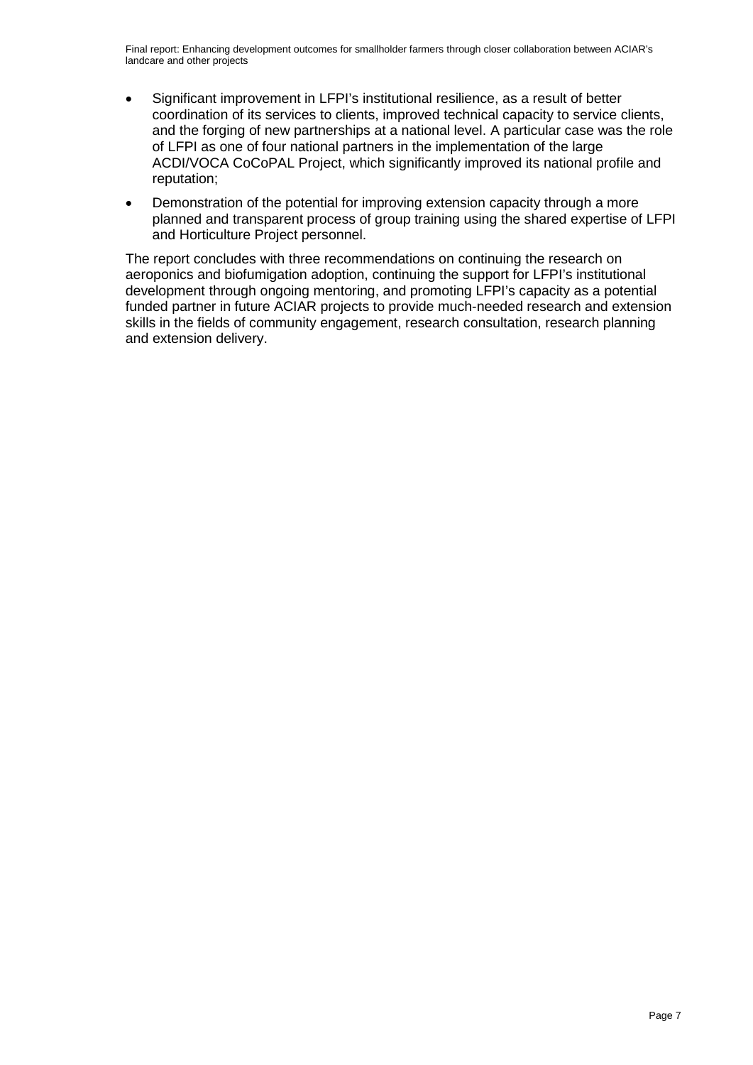- Significant improvement in LFPI's institutional resilience, as a result of better coordination of its services to clients, improved technical capacity to service clients, and the forging of new partnerships at a national level. A particular case was the role of LFPI as one of four national partners in the implementation of the large ACDI/VOCA CoCoPAL Project, which significantly improved its national profile and reputation;
- Demonstration of the potential for improving extension capacity through a more planned and transparent process of group training using the shared expertise of LFPI and Horticulture Project personnel.

The report concludes with three recommendations on continuing the research on aeroponics and biofumigation adoption, continuing the support for LFPI's institutional development through ongoing mentoring, and promoting LFPI's capacity as a potential funded partner in future ACIAR projects to provide much-needed research and extension skills in the fields of community engagement, research consultation, research planning and extension delivery.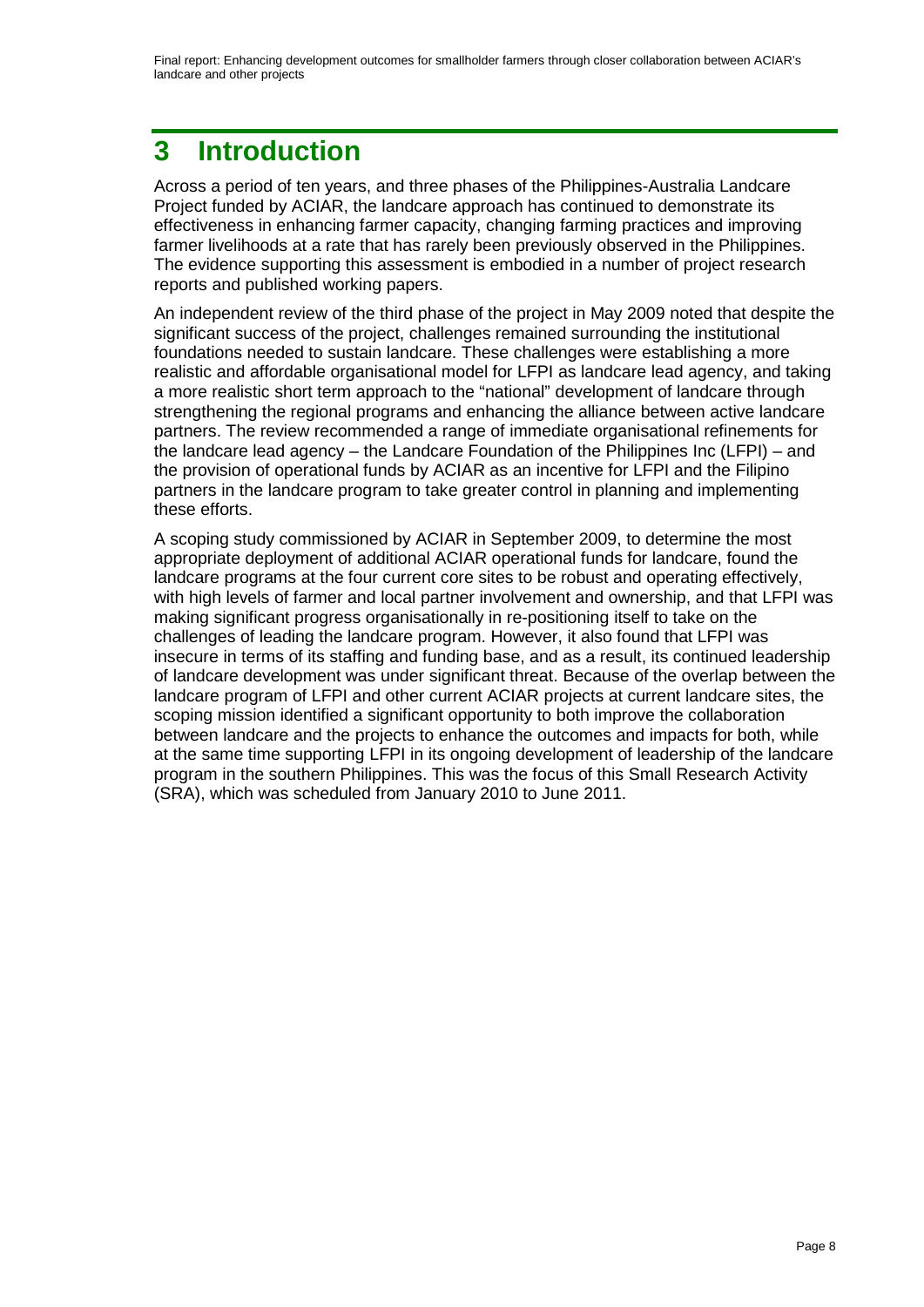# 3 Introduction

Across a period of ten years, and three phases of the Philippines-Australia Landcare Project funded by ACIAR, the landcare approach has continued to demonstrate its effectiveness in enhancing farmer capacity, changing farming practices and improving farmer livelihoods at a rate that has rarely been previously observed in the Philippines. The evidence supporting this assessment is embodied in a number of project research reports and published working papers.

An independent review of the third phase of the project in May 2009 noted that despite the significant success of the project, challenges remained surrounding the institutional foundations needed to sustain landcare. These challenges were establishing a more realistic and affordable organisational model for LFPI as landcare lead agency, and taking a more realistic short term approach to the "national" development of landcare through strengthening the regional programs and enhancing the alliance between active landcare partners. The review recommended a range of immediate organisational refinements for the landcare lead agency – the Landcare Foundation of the Philippines Inc (LFPI) – and the provision of operational funds by ACIAR as an incentive for LFPI and the Filipino partners in the landcare program to take greater control in planning and implementing these efforts.

A scoping study commissioned by ACIAR in September 2009, to determine the most appropriate deployment of additional ACIAR operational funds for landcare, found the landcare programs at the four current core sites to be robust and operating effectively, with high levels of farmer and local partner involvement and ownership, and that LFPI was making significant progress organisationally in re-positioning itself to take on the challenges of leading the landcare program. However, it also found that LFPI was insecure in terms of its staffing and funding base, and as a result, its continued leadership of landcare development was under significant threat. Because of the overlap between the landcare program of LFPI and other current ACIAR projects at current landcare sites, the scoping mission identified a significant opportunity to both improve the collaboration between landcare and the projects to enhance the outcomes and impacts for both, while at the same time supporting LFPI in its ongoing development of leadership of the landcare program in the southern Philippines. This was the focus of this Small Research Activity (SRA), which was scheduled from January 2010 to June 2011.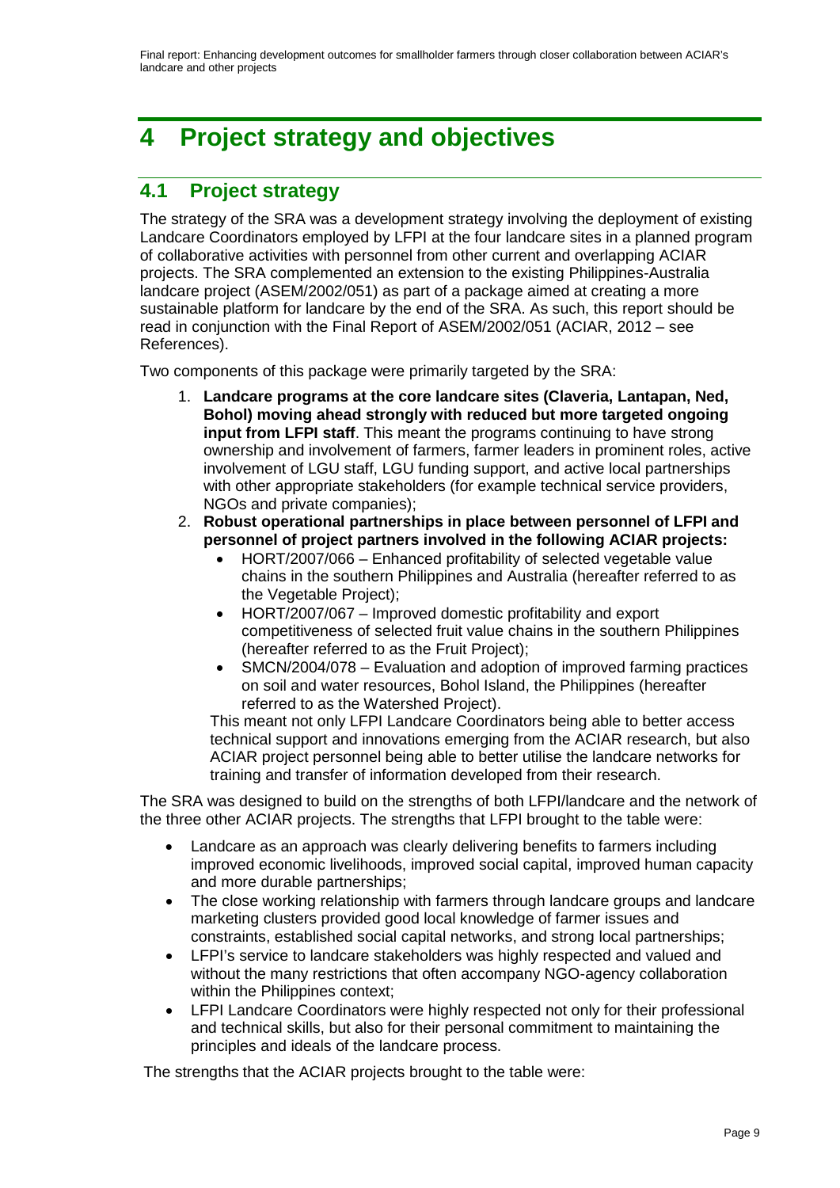# 4 Project strategy and objectives

## 4.1 Project strategy

The strategy of the SRA was a development strategy involving the deployment of existing Landcare Coordinators employed by LFPI at the four landcare sites in a planned program of collaborative activities with personnel from other current and overlapping ACIAR projects. The SRA complemented an extension to the existing Philippines-Australia landcare project (ASEM/2002/051) as part of a package aimed at creating a more sustainable platform for landcare by the end of the SRA. As such, this report should be read in conjunction with the Final Report of ASEM/2002/051 (ACIAR, 2012 – see References).

Two components of this package were primarily targeted by the SRA:

1. **Landcare programs at the core landcare sites (Claveria, Lantapan, Ned, Bohol) moving ahead strongly with reduced but more targeted ongoing input from LFPI staff**. This meant the programs continuing to have strong ownership and involvement of farmers, farmer leaders in prominent roles, active involvement of LGU staff, LGU funding support, and active local partnerships with other appropriate stakeholders (for example technical service providers, NGOs and private companies);
2. **Robust operational partnerships in place between personnel of LFPI and personnel of project partners involved in the following ACIAR projects:**
   - HORT/2007/066 – Enhanced profitability of selected vegetable value chains in the southern Philippines and Australia (hereafter referred to as the Vegetable Project);
   - HORT/2007/067 – Improved domestic profitability and export competitiveness of selected fruit value chains in the southern Philippines (hereafter referred to as the Fruit Project);
   - SMCN/2004/078 – Evaluation and adoption of improved farming practices on soil and water resources, Bohol Island, the Philippines (hereafter referred to as the Watershed Project).

   This meant not only LFPI Landcare Coordinators being able to better access technical support and innovations emerging from the ACIAR research, but also ACIAR project personnel being able to better utilise the landcare networks for training and transfer of information developed from their research.

The SRA was designed to build on the strengths of both LFPI/landcare and the network of the three other ACIAR projects. The strengths that LFPI brought to the table were:

- Landcare as an approach was clearly delivering benefits to farmers including improved economic livelihoods, improved social capital, improved human capacity and more durable partnerships;
- The close working relationship with farmers through landcare groups and landcare marketing clusters provided good local knowledge of farmer issues and constraints, established social capital networks, and strong local partnerships;
- LFPI's service to landcare stakeholders was highly respected and valued and without the many restrictions that often accompany NGO-agency collaboration within the Philippines context;
- LFPI Landcare Coordinators were highly respected not only for their professional and technical skills, but also for their personal commitment to maintaining the principles and ideals of the landcare process.

The strengths that the ACIAR projects brought to the table were: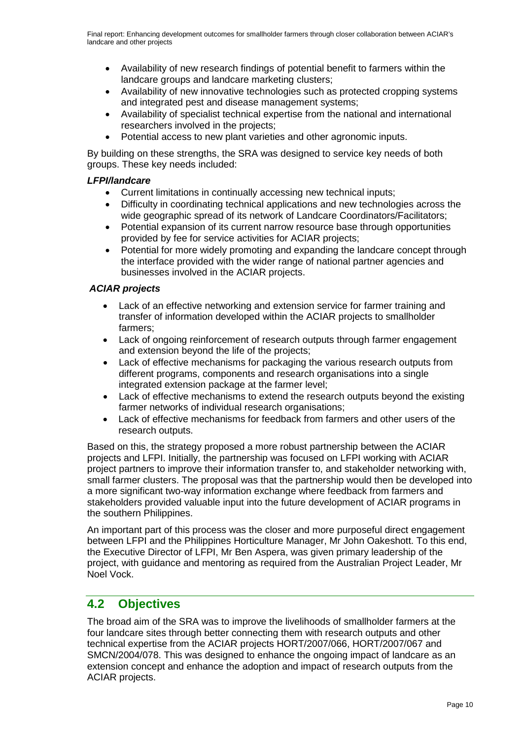- Availability of new research findings of potential benefit to farmers within the landcare groups and landcare marketing clusters;
- Availability of new innovative technologies such as protected cropping systems and integrated pest and disease management systems;
- Availability of specialist technical expertise from the national and international researchers involved in the projects;
- Potential access to new plant varieties and other agronomic inputs.

By building on these strengths, the SRA was designed to service key needs of both groups. These key needs included:

***LFPI/landcare***

- Current limitations in continually accessing new technical inputs;
- Difficulty in coordinating technical applications and new technologies across the wide geographic spread of its network of Landcare Coordinators/Facilitators;
- Potential expansion of its current narrow resource base through opportunities provided by fee for service activities for ACIAR projects;
- Potential for more widely promoting and expanding the landcare concept through the interface provided with the wider range of national partner agencies and businesses involved in the ACIAR projects.

***ACIAR projects***

- Lack of an effective networking and extension service for farmer training and transfer of information developed within the ACIAR projects to smallholder farmers;
- Lack of ongoing reinforcement of research outputs through farmer engagement and extension beyond the life of the projects;
- Lack of effective mechanisms for packaging the various research outputs from different programs, components and research organisations into a single integrated extension package at the farmer level;
- Lack of effective mechanisms to extend the research outputs beyond the existing farmer networks of individual research organisations;
- Lack of effective mechanisms for feedback from farmers and other users of the research outputs.

Based on this, the strategy proposed a more robust partnership between the ACIAR projects and LFPI. Initially, the partnership was focused on LFPI working with ACIAR project partners to improve their information transfer to, and stakeholder networking with, small farmer clusters. The proposal was that the partnership would then be developed into a more significant two-way information exchange where feedback from farmers and stakeholders provided valuable input into the future development of ACIAR programs in the southern Philippines.

An important part of this process was the closer and more purposeful direct engagement between LFPI and the Philippines Horticulture Manager, Mr John Oakeshott. To this end, the Executive Director of LFPI, Mr Ben Aspera, was given primary leadership of the project, with guidance and mentoring as required from the Australian Project Leader, Mr Noel Vock.

## 4.2 Objectives

The broad aim of the SRA was to improve the livelihoods of smallholder farmers at the four landcare sites through better connecting them with research outputs and other technical expertise from the ACIAR projects HORT/2007/066, HORT/2007/067 and SMCN/2004/078. This was designed to enhance the ongoing impact of landcare as an extension concept and enhance the adoption and impact of research outputs from the ACIAR projects.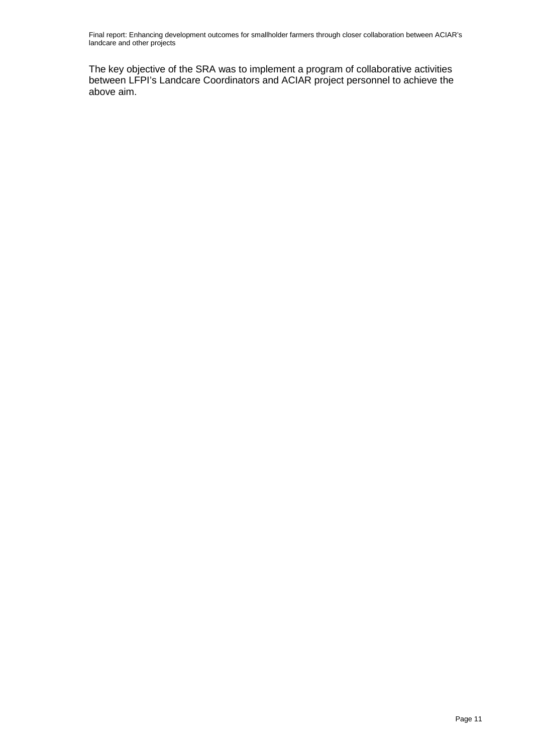The key objective of the SRA was to implement a program of collaborative activities between LFPI's Landcare Coordinators and ACIAR project personnel to achieve the above aim.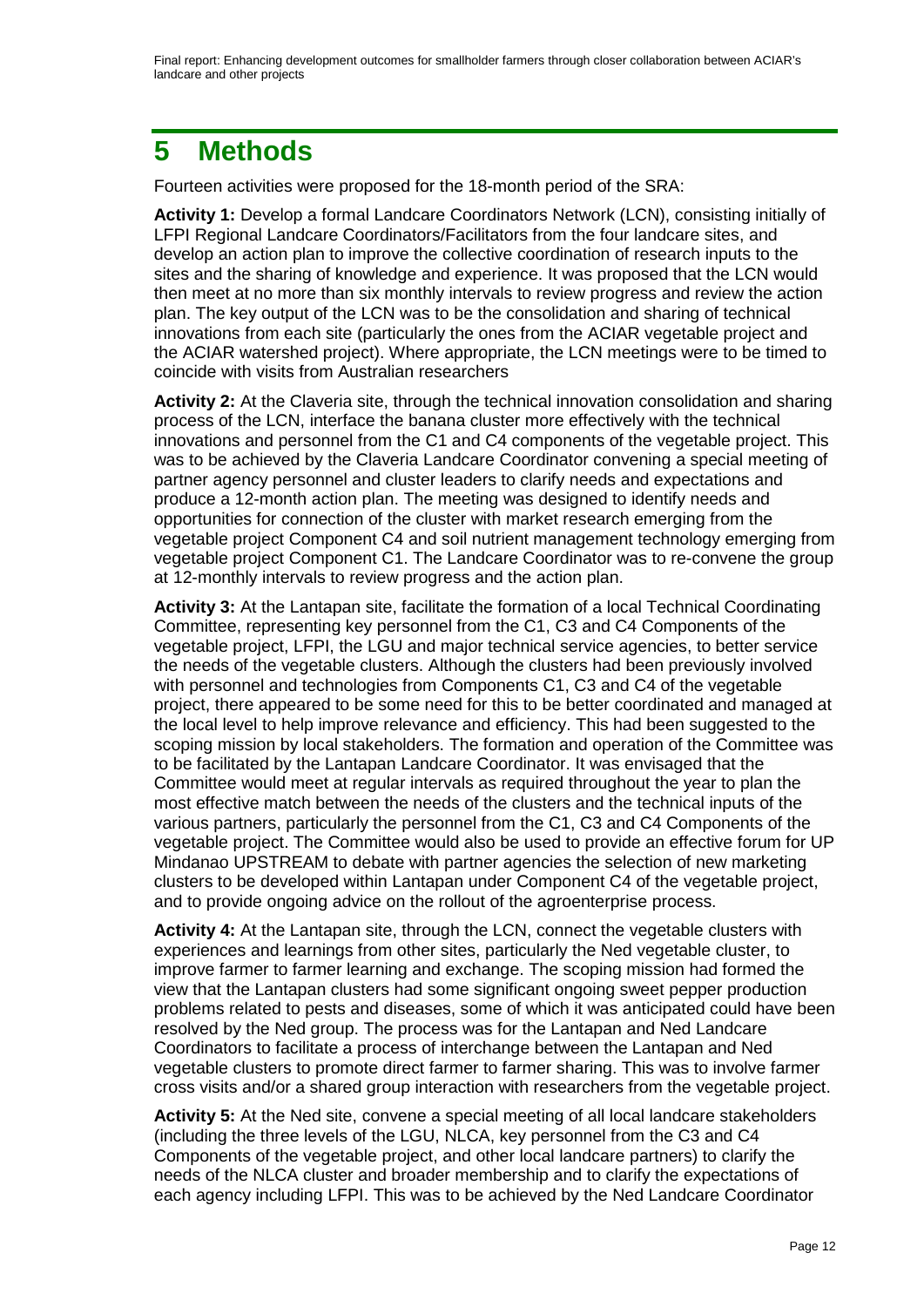# 5 Methods

Fourteen activities were proposed for the 18-month period of the SRA:

**Activity 1:** Develop a formal Landcare Coordinators Network (LCN), consisting initially of LFPI Regional Landcare Coordinators/Facilitators from the four landcare sites, and develop an action plan to improve the collective coordination of research inputs to the sites and the sharing of knowledge and experience. It was proposed that the LCN would then meet at no more than six monthly intervals to review progress and review the action plan. The key output of the LCN was to be the consolidation and sharing of technical innovations from each site (particularly the ones from the ACIAR vegetable project and the ACIAR watershed project). Where appropriate, the LCN meetings were to be timed to coincide with visits from Australian researchers

**Activity 2:** At the Claveria site, through the technical innovation consolidation and sharing process of the LCN, interface the banana cluster more effectively with the technical innovations and personnel from the C1 and C4 components of the vegetable project. This was to be achieved by the Claveria Landcare Coordinator convening a special meeting of partner agency personnel and cluster leaders to clarify needs and expectations and produce a 12-month action plan. The meeting was designed to identify needs and opportunities for connection of the cluster with market research emerging from the vegetable project Component C4 and soil nutrient management technology emerging from vegetable project Component C1. The Landcare Coordinator was to re-convene the group at 12-monthly intervals to review progress and the action plan.

**Activity 3:** At the Lantapan site, facilitate the formation of a local Technical Coordinating Committee, representing key personnel from the C1, C3 and C4 Components of the vegetable project, LFPI, the LGU and major technical service agencies, to better service the needs of the vegetable clusters. Although the clusters had been previously involved with personnel and technologies from Components C1, C3 and C4 of the vegetable project, there appeared to be some need for this to be better coordinated and managed at the local level to help improve relevance and efficiency. This had been suggested to the scoping mission by local stakeholders. The formation and operation of the Committee was to be facilitated by the Lantapan Landcare Coordinator. It was envisaged that the Committee would meet at regular intervals as required throughout the year to plan the most effective match between the needs of the clusters and the technical inputs of the various partners, particularly the personnel from the C1, C3 and C4 Components of the vegetable project. The Committee would also be used to provide an effective forum for UP Mindanao UPSTREAM to debate with partner agencies the selection of new marketing clusters to be developed within Lantapan under Component C4 of the vegetable project, and to provide ongoing advice on the rollout of the agroenterprise process.

**Activity 4:** At the Lantapan site, through the LCN, connect the vegetable clusters with experiences and learnings from other sites, particularly the Ned vegetable cluster, to improve farmer to farmer learning and exchange. The scoping mission had formed the view that the Lantapan clusters had some significant ongoing sweet pepper production problems related to pests and diseases, some of which it was anticipated could have been resolved by the Ned group. The process was for the Lantapan and Ned Landcare Coordinators to facilitate a process of interchange between the Lantapan and Ned vegetable clusters to promote direct farmer to farmer sharing. This was to involve farmer cross visits and/or a shared group interaction with researchers from the vegetable project.

**Activity 5:** At the Ned site, convene a special meeting of all local landcare stakeholders (including the three levels of the LGU, NLCA, key personnel from the C3 and C4 Components of the vegetable project, and other local landcare partners) to clarify the needs of the NLCA cluster and broader membership and to clarify the expectations of each agency including LFPI. This was to be achieved by the Ned Landcare Coordinator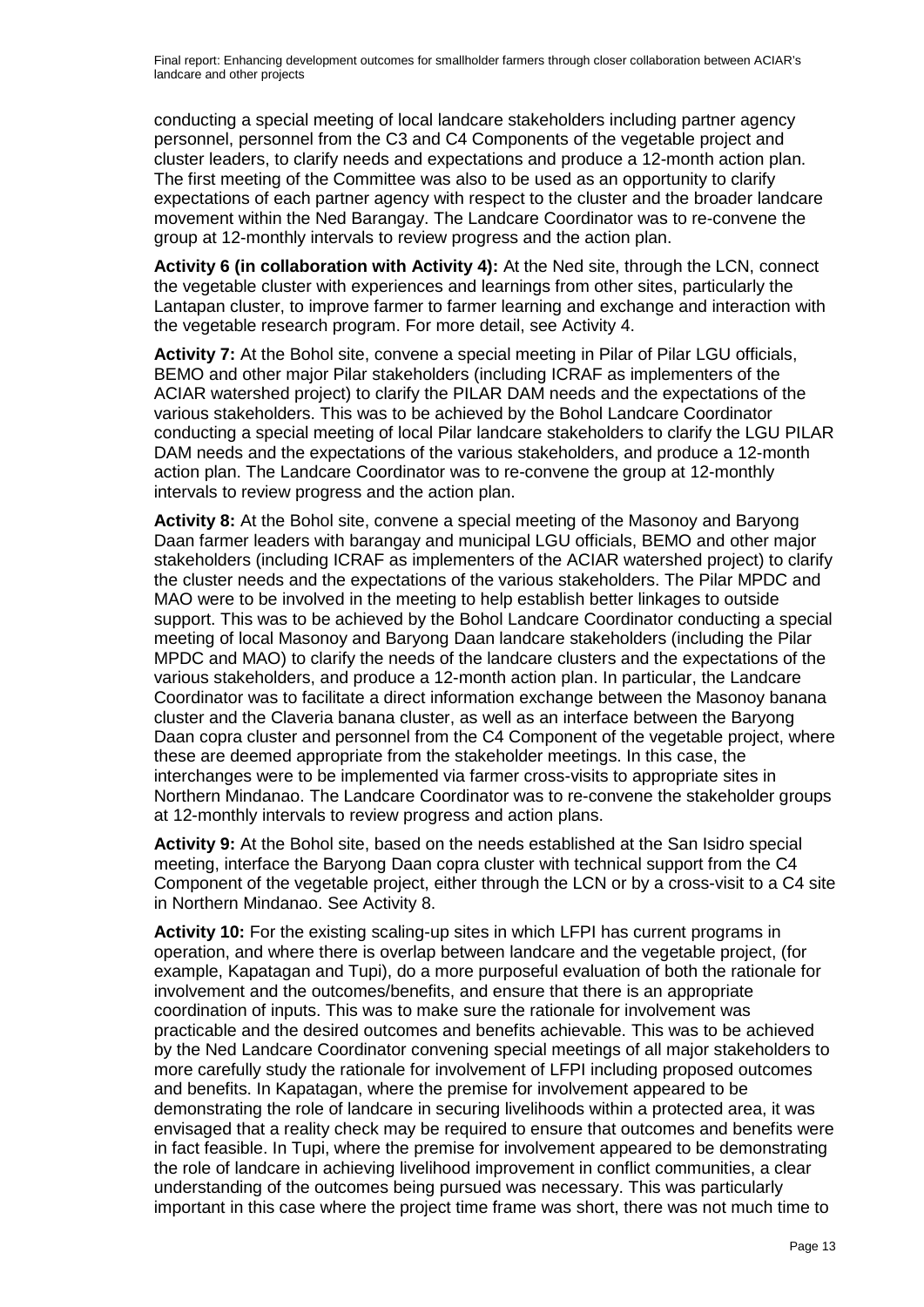conducting a special meeting of local landcare stakeholders including partner agency personnel, personnel from the C3 and C4 Components of the vegetable project and cluster leaders, to clarify needs and expectations and produce a 12-month action plan. The first meeting of the Committee was also to be used as an opportunity to clarify expectations of each partner agency with respect to the cluster and the broader landcare movement within the Ned Barangay. The Landcare Coordinator was to re-convene the group at 12-monthly intervals to review progress and the action plan.

**Activity 6 (in collaboration with Activity 4):** At the Ned site, through the LCN, connect the vegetable cluster with experiences and learnings from other sites, particularly the Lantapan cluster, to improve farmer to farmer learning and exchange and interaction with the vegetable research program. For more detail, see Activity 4.

**Activity 7:** At the Bohol site, convene a special meeting in Pilar of Pilar LGU officials, BEMO and other major Pilar stakeholders (including ICRAF as implementers of the ACIAR watershed project) to clarify the PILAR DAM needs and the expectations of the various stakeholders. This was to be achieved by the Bohol Landcare Coordinator conducting a special meeting of local Pilar landcare stakeholders to clarify the LGU PILAR DAM needs and the expectations of the various stakeholders, and produce a 12-month action plan. The Landcare Coordinator was to re-convene the group at 12-monthly intervals to review progress and the action plan.

**Activity 8:** At the Bohol site, convene a special meeting of the Masonoy and Baryong Daan farmer leaders with barangay and municipal LGU officials, BEMO and other major stakeholders (including ICRAF as implementers of the ACIAR watershed project) to clarify the cluster needs and the expectations of the various stakeholders. The Pilar MPDC and MAO were to be involved in the meeting to help establish better linkages to outside support. This was to be achieved by the Bohol Landcare Coordinator conducting a special meeting of local Masonoy and Baryong Daan landcare stakeholders (including the Pilar MPDC and MAO) to clarify the needs of the landcare clusters and the expectations of the various stakeholders, and produce a 12-month action plan. In particular, the Landcare Coordinator was to facilitate a direct information exchange between the Masonoy banana cluster and the Claveria banana cluster, as well as an interface between the Baryong Daan copra cluster and personnel from the C4 Component of the vegetable project, where these are deemed appropriate from the stakeholder meetings. In this case, the interchanges were to be implemented via farmer cross-visits to appropriate sites in Northern Mindanao. The Landcare Coordinator was to re-convene the stakeholder groups at 12-monthly intervals to review progress and action plans.

**Activity 9:** At the Bohol site, based on the needs established at the San Isidro special meeting, interface the Baryong Daan copra cluster with technical support from the C4 Component of the vegetable project, either through the LCN or by a cross-visit to a C4 site in Northern Mindanao. See Activity 8.

**Activity 10:** For the existing scaling-up sites in which LFPI has current programs in operation, and where there is overlap between landcare and the vegetable project, (for example, Kapatagan and Tupi), do a more purposeful evaluation of both the rationale for involvement and the outcomes/benefits, and ensure that there is an appropriate coordination of inputs. This was to make sure the rationale for involvement was practicable and the desired outcomes and benefits achievable. This was to be achieved by the Ned Landcare Coordinator convening special meetings of all major stakeholders to more carefully study the rationale for involvement of LFPI including proposed outcomes and benefits. In Kapatagan, where the premise for involvement appeared to be demonstrating the role of landcare in securing livelihoods within a protected area, it was envisaged that a reality check may be required to ensure that outcomes and benefits were in fact feasible. In Tupi, where the premise for involvement appeared to be demonstrating the role of landcare in achieving livelihood improvement in conflict communities, a clear understanding of the outcomes being pursued was necessary. This was particularly important in this case where the project time frame was short, there was not much time to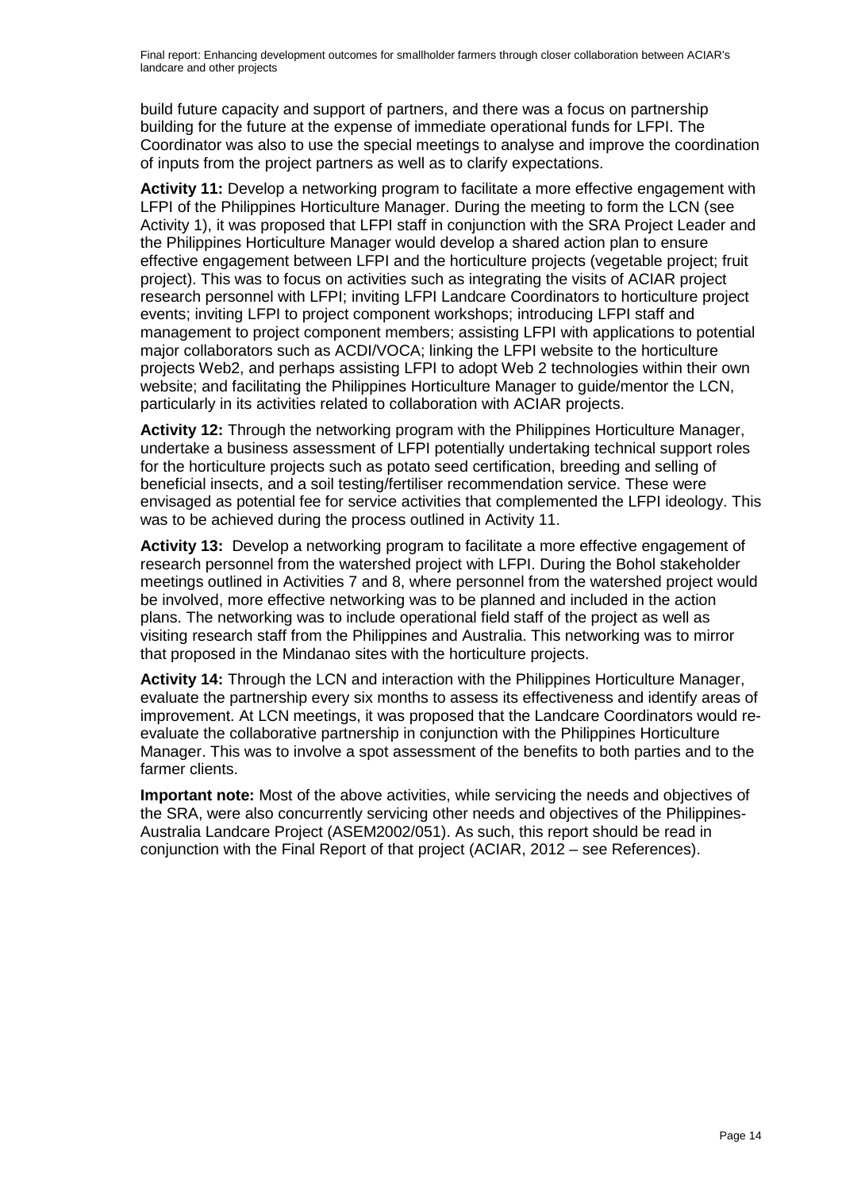build future capacity and support of partners, and there was a focus on partnership building for the future at the expense of immediate operational funds for LFPI. The Coordinator was also to use the special meetings to analyse and improve the coordination of inputs from the project partners as well as to clarify expectations.

**Activity 11:** Develop a networking program to facilitate a more effective engagement with LFPI of the Philippines Horticulture Manager. During the meeting to form the LCN (see Activity 1), it was proposed that LFPI staff in conjunction with the SRA Project Leader and the Philippines Horticulture Manager would develop a shared action plan to ensure effective engagement between LFPI and the horticulture projects (vegetable project; fruit project). This was to focus on activities such as integrating the visits of ACIAR project research personnel with LFPI; inviting LFPI Landcare Coordinators to horticulture project events; inviting LFPI to project component workshops; introducing LFPI staff and management to project component members; assisting LFPI with applications to potential major collaborators such as ACDI/VOCA; linking the LFPI website to the horticulture projects Web2, and perhaps assisting LFPI to adopt Web 2 technologies within their own website; and facilitating the Philippines Horticulture Manager to guide/mentor the LCN, particularly in its activities related to collaboration with ACIAR projects.

**Activity 12:** Through the networking program with the Philippines Horticulture Manager, undertake a business assessment of LFPI potentially undertaking technical support roles for the horticulture projects such as potato seed certification, breeding and selling of beneficial insects, and a soil testing/fertiliser recommendation service. These were envisaged as potential fee for service activities that complemented the LFPI ideology. This was to be achieved during the process outlined in Activity 11.

**Activity 13:** Develop a networking program to facilitate a more effective engagement of research personnel from the watershed project with LFPI. During the Bohol stakeholder meetings outlined in Activities 7 and 8, where personnel from the watershed project would be involved, more effective networking was to be planned and included in the action plans. The networking was to include operational field staff of the project as well as visiting research staff from the Philippines and Australia. This networking was to mirror that proposed in the Mindanao sites with the horticulture projects.

**Activity 14:** Through the LCN and interaction with the Philippines Horticulture Manager, evaluate the partnership every six months to assess its effectiveness and identify areas of improvement. At LCN meetings, it was proposed that the Landcare Coordinators would re-evaluate the collaborative partnership in conjunction with the Philippines Horticulture Manager. This was to involve a spot assessment of the benefits to both parties and to the farmer clients.

**Important note:** Most of the above activities, while servicing the needs and objectives of the SRA, were also concurrently servicing other needs and objectives of the Philippines-Australia Landcare Project (ASEM2002/051). As such, this report should be read in conjunction with the Final Report of that project (ACIAR, 2012 – see References).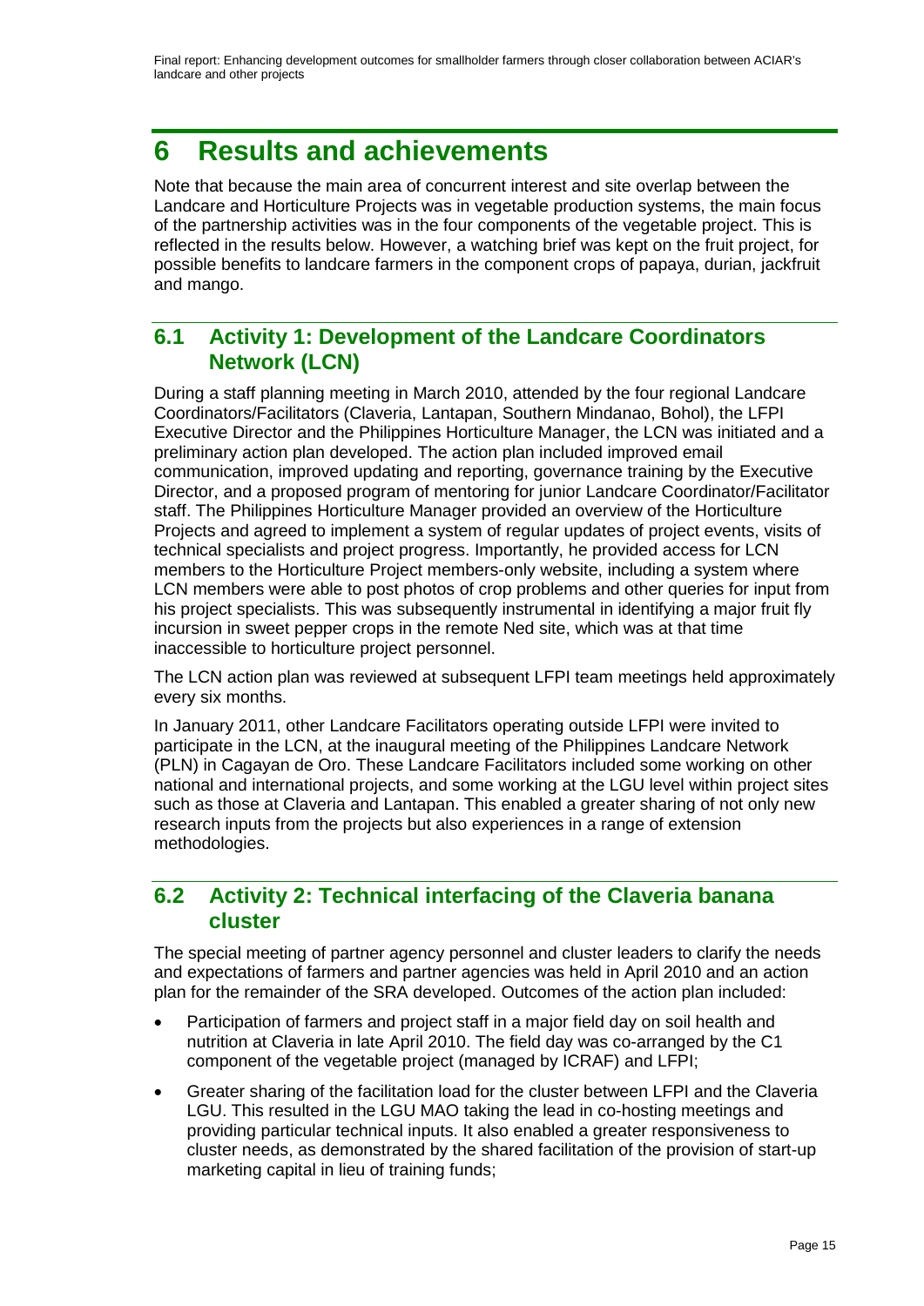# 6 Results and achievements

Note that because the main area of concurrent interest and site overlap between the Landcare and Horticulture Projects was in vegetable production systems, the main focus of the partnership activities was in the four components of the vegetable project. This is reflected in the results below. However, a watching brief was kept on the fruit project, for possible benefits to landcare farmers in the component crops of papaya, durian, jackfruit and mango.

## 6.1 Activity 1: Development of the Landcare Coordinators Network (LCN)

During a staff planning meeting in March 2010, attended by the four regional Landcare Coordinators/Facilitators (Claveria, Lantapan, Southern Mindanao, Bohol), the LFPI Executive Director and the Philippines Horticulture Manager, the LCN was initiated and a preliminary action plan developed. The action plan included improved email communication, improved updating and reporting, governance training by the Executive Director, and a proposed program of mentoring for junior Landcare Coordinator/Facilitator staff. The Philippines Horticulture Manager provided an overview of the Horticulture Projects and agreed to implement a system of regular updates of project events, visits of technical specialists and project progress. Importantly, he provided access for LCN members to the Horticulture Project members-only website, including a system where LCN members were able to post photos of crop problems and other queries for input from his project specialists. This was subsequently instrumental in identifying a major fruit fly incursion in sweet pepper crops in the remote Ned site, which was at that time inaccessible to horticulture project personnel.

The LCN action plan was reviewed at subsequent LFPI team meetings held approximately every six months.

In January 2011, other Landcare Facilitators operating outside LFPI were invited to participate in the LCN, at the inaugural meeting of the Philippines Landcare Network (PLN) in Cagayan de Oro. These Landcare Facilitators included some working on other national and international projects, and some working at the LGU level within project sites such as those at Claveria and Lantapan. This enabled a greater sharing of not only new research inputs from the projects but also experiences in a range of extension methodologies.

## 6.2 Activity 2: Technical interfacing of the Claveria banana cluster

The special meeting of partner agency personnel and cluster leaders to clarify the needs and expectations of farmers and partner agencies was held in April 2010 and an action plan for the remainder of the SRA developed. Outcomes of the action plan included:

- Participation of farmers and project staff in a major field day on soil health and nutrition at Claveria in late April 2010. The field day was co-arranged by the C1 component of the vegetable project (managed by ICRAF) and LFPI;
- Greater sharing of the facilitation load for the cluster between LFPI and the Claveria LGU. This resulted in the LGU MAO taking the lead in co-hosting meetings and providing particular technical inputs. It also enabled a greater responsiveness to cluster needs, as demonstrated by the shared facilitation of the provision of start-up marketing capital in lieu of training funds;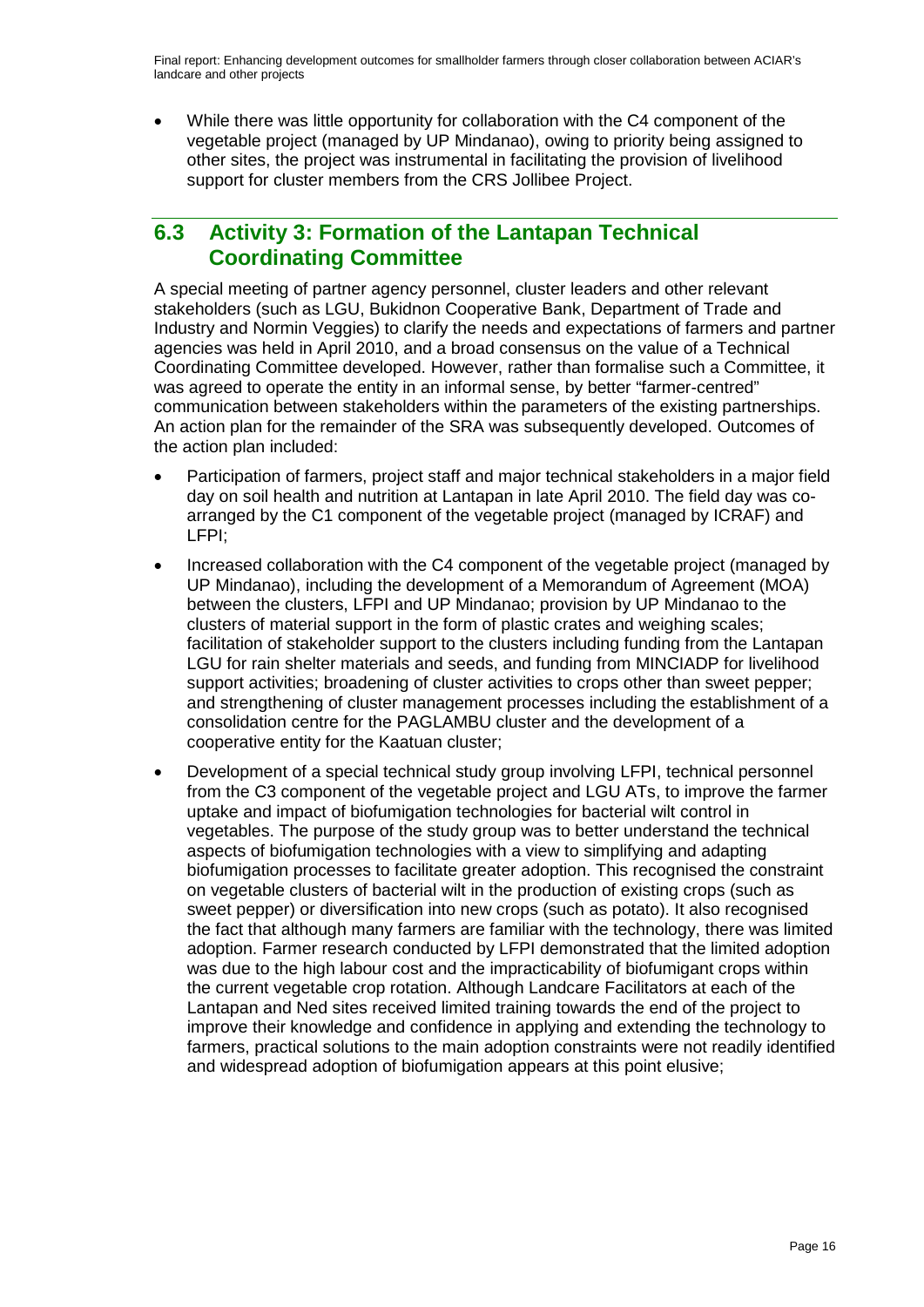- While there was little opportunity for collaboration with the C4 component of the vegetable project (managed by UP Mindanao), owing to priority being assigned to other sites, the project was instrumental in facilitating the provision of livelihood support for cluster members from the CRS Jollibee Project.

## 6.3 Activity 3: Formation of the Lantapan Technical Coordinating Committee

A special meeting of partner agency personnel, cluster leaders and other relevant stakeholders (such as LGU, Bukidnon Cooperative Bank, Department of Trade and Industry and Normin Veggies) to clarify the needs and expectations of farmers and partner agencies was held in April 2010, and a broad consensus on the value of a Technical Coordinating Committee developed. However, rather than formalise such a Committee, it was agreed to operate the entity in an informal sense, by better "farmer-centred" communication between stakeholders within the parameters of the existing partnerships. An action plan for the remainder of the SRA was subsequently developed. Outcomes of the action plan included:

- Participation of farmers, project staff and major technical stakeholders in a major field day on soil health and nutrition at Lantapan in late April 2010. The field day was co-arranged by the C1 component of the vegetable project (managed by ICRAF) and LFPI;
- Increased collaboration with the C4 component of the vegetable project (managed by UP Mindanao), including the development of a Memorandum of Agreement (MOA) between the clusters, LFPI and UP Mindanao; provision by UP Mindanao to the clusters of material support in the form of plastic crates and weighing scales; facilitation of stakeholder support to the clusters including funding from the Lantapan LGU for rain shelter materials and seeds, and funding from MINCIADP for livelihood support activities; broadening of cluster activities to crops other than sweet pepper; and strengthening of cluster management processes including the establishment of a consolidation centre for the PAGLAMBU cluster and the development of a cooperative entity for the Kaatuan cluster;
- Development of a special technical study group involving LFPI, technical personnel from the C3 component of the vegetable project and LGU ATs, to improve the farmer uptake and impact of biofumigation technologies for bacterial wilt control in vegetables. The purpose of the study group was to better understand the technical aspects of biofumigation technologies with a view to simplifying and adapting biofumigation processes to facilitate greater adoption. This recognised the constraint on vegetable clusters of bacterial wilt in the production of existing crops (such as sweet pepper) or diversification into new crops (such as potato). It also recognised the fact that although many farmers are familiar with the technology, there was limited adoption. Farmer research conducted by LFPI demonstrated that the limited adoption was due to the high labour cost and the impracticability of biofumigant crops within the current vegetable crop rotation. Although Landcare Facilitators at each of the Lantapan and Ned sites received limited training towards the end of the project to improve their knowledge and confidence in applying and extending the technology to farmers, practical solutions to the main adoption constraints were not readily identified and widespread adoption of biofumigation appears at this point elusive;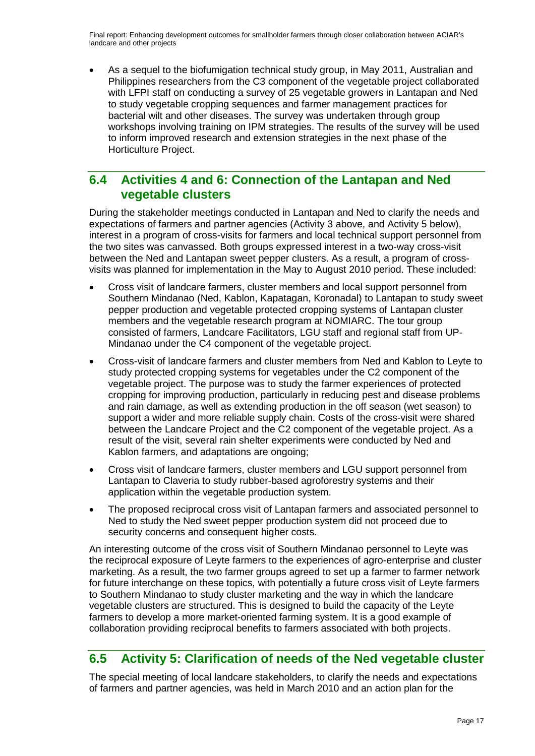- As a sequel to the biofumigation technical study group, in May 2011, Australian and Philippines researchers from the C3 component of the vegetable project collaborated with LFPI staff on conducting a survey of 25 vegetable growers in Lantapan and Ned to study vegetable cropping sequences and farmer management practices for bacterial wilt and other diseases. The survey was undertaken through group workshops involving training on IPM strategies. The results of the survey will be used to inform improved research and extension strategies in the next phase of the Horticulture Project.

## 6.4 Activities 4 and 6: Connection of the Lantapan and Ned vegetable clusters

During the stakeholder meetings conducted in Lantapan and Ned to clarify the needs and expectations of farmers and partner agencies (Activity 3 above, and Activity 5 below), interest in a program of cross-visits for farmers and local technical support personnel from the two sites was canvassed. Both groups expressed interest in a two-way cross-visit between the Ned and Lantapan sweet pepper clusters. As a result, a program of cross-visits was planned for implementation in the May to August 2010 period. These included:

- Cross visit of landcare farmers, cluster members and local support personnel from Southern Mindanao (Ned, Kablon, Kapatagan, Koronadal) to Lantapan to study sweet pepper production and vegetable protected cropping systems of Lantapan cluster members and the vegetable research program at NOMIARC. The tour group consisted of farmers, Landcare Facilitators, LGU staff and regional staff from UP-Mindanao under the C4 component of the vegetable project.
- Cross-visit of landcare farmers and cluster members from Ned and Kablon to Leyte to study protected cropping systems for vegetables under the C2 component of the vegetable project. The purpose was to study the farmer experiences of protected cropping for improving production, particularly in reducing pest and disease problems and rain damage, as well as extending production in the off season (wet season) to support a wider and more reliable supply chain. Costs of the cross-visit were shared between the Landcare Project and the C2 component of the vegetable project. As a result of the visit, several rain shelter experiments were conducted by Ned and Kablon farmers, and adaptations are ongoing;
- Cross visit of landcare farmers, cluster members and LGU support personnel from Lantapan to Claveria to study rubber-based agroforestry systems and their application within the vegetable production system.
- The proposed reciprocal cross visit of Lantapan farmers and associated personnel to Ned to study the Ned sweet pepper production system did not proceed due to security concerns and consequent higher costs.

An interesting outcome of the cross visit of Southern Mindanao personnel to Leyte was the reciprocal exposure of Leyte farmers to the experiences of agro-enterprise and cluster marketing. As a result, the two farmer groups agreed to set up a farmer to farmer network for future interchange on these topics, with potentially a future cross visit of Leyte farmers to Southern Mindanao to study cluster marketing and the way in which the landcare vegetable clusters are structured. This is designed to build the capacity of the Leyte farmers to develop a more market-oriented farming system. It is a good example of collaboration providing reciprocal benefits to farmers associated with both projects.

## 6.5 Activity 5: Clarification of needs of the Ned vegetable cluster

The special meeting of local landcare stakeholders, to clarify the needs and expectations of farmers and partner agencies, was held in March 2010 and an action plan for the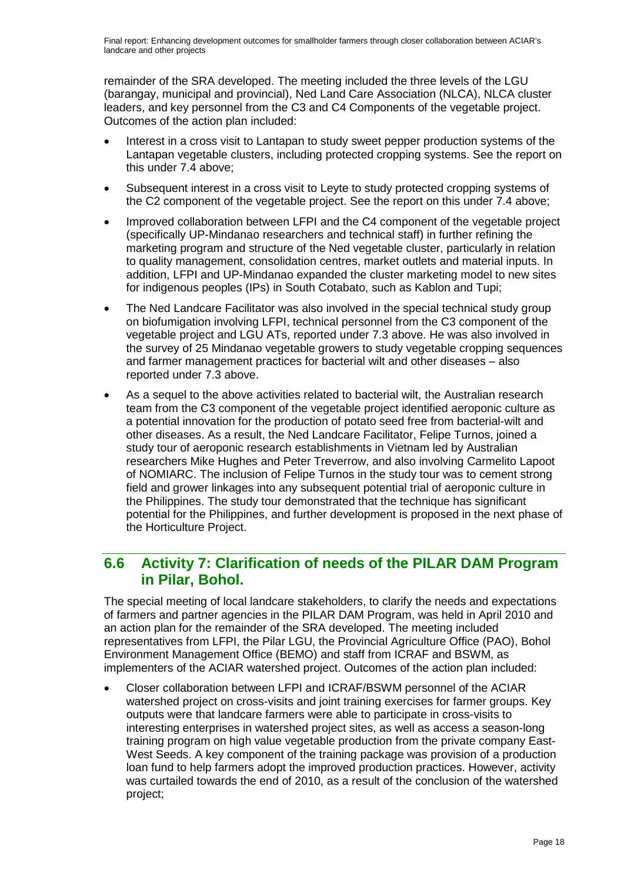remainder of the SRA developed. The meeting included the three levels of the LGU (barangay, municipal and provincial), Ned Land Care Association (NLCA), NLCA cluster leaders, and key personnel from the C3 and C4 Components of the vegetable project. Outcomes of the action plan included:

- Interest in a cross visit to Lantapan to study sweet pepper production systems of the Lantapan vegetable clusters, including protected cropping systems. See the report on this under 7.4 above;
- Subsequent interest in a cross visit to Leyte to study protected cropping systems of the C2 component of the vegetable project. See the report on this under 7.4 above;
- Improved collaboration between LFPI and the C4 component of the vegetable project (specifically UP-Mindanao researchers and technical staff) in further refining the marketing program and structure of the Ned vegetable cluster, particularly in relation to quality management, consolidation centres, market outlets and material inputs. In addition, LFPI and UP-Mindanao expanded the cluster marketing model to new sites for indigenous peoples (IPs) in South Cotabato, such as Kablon and Tupi;
- The Ned Landcare Facilitator was also involved in the special technical study group on biofumigation involving LFPI, technical personnel from the C3 component of the vegetable project and LGU ATs, reported under 7.3 above. He was also involved in the survey of 25 Mindanao vegetable growers to study vegetable cropping sequences and farmer management practices for bacterial wilt and other diseases – also reported under 7.3 above.
- As a sequel to the above activities related to bacterial wilt, the Australian research team from the C3 component of the vegetable project identified aeroponic culture as a potential innovation for the production of potato seed free from bacterial-wilt and other diseases. As a result, the Ned Landcare Facilitator, Felipe Turnos, joined a study tour of aeroponic research establishments in Vietnam led by Australian researchers Mike Hughes and Peter Treverrow, and also involving Carmelito Lapoot of NOMIARC. The inclusion of Felipe Turnos in the study tour was to cement strong field and grower linkages into any subsequent potential trial of aeroponic culture in the Philippines. The study tour demonstrated that the technique has significant potential for the Philippines, and further development is proposed in the next phase of the Horticulture Project.

## 6.6 Activity 7: Clarification of needs of the PILAR DAM Program in Pilar, Bohol.

The special meeting of local landcare stakeholders, to clarify the needs and expectations of farmers and partner agencies in the PILAR DAM Program, was held in April 2010 and an action plan for the remainder of the SRA developed. The meeting included representatives from LFPI, the Pilar LGU, the Provincial Agriculture Office (PAO), Bohol Environment Management Office (BEMO) and staff from ICRAF and BSWM, as implementers of the ACIAR watershed project. Outcomes of the action plan included:

- Closer collaboration between LFPI and ICRAF/BSWM personnel of the ACIAR watershed project on cross-visits and joint training exercises for farmer groups. Key outputs were that landcare farmers were able to participate in cross-visits to interesting enterprises in watershed project sites, as well as access a season-long training program on high value vegetable production from the private company East-West Seeds. A key component of the training package was provision of a production loan fund to help farmers adopt the improved production practices. However, activity was curtailed towards the end of 2010, as a result of the conclusion of the watershed project;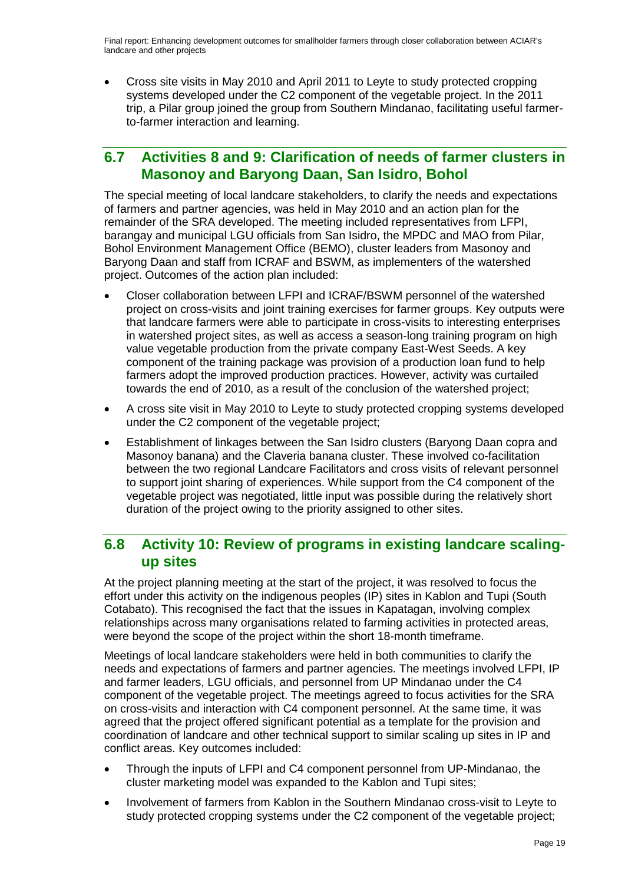- Cross site visits in May 2010 and April 2011 to Leyte to study protected cropping systems developed under the C2 component of the vegetable project. In the 2011 trip, a Pilar group joined the group from Southern Mindanao, facilitating useful farmer-to-farmer interaction and learning.

## 6.7 Activities 8 and 9: Clarification of needs of farmer clusters in Masonoy and Baryong Daan, San Isidro, Bohol

The special meeting of local landcare stakeholders, to clarify the needs and expectations of farmers and partner agencies, was held in May 2010 and an action plan for the remainder of the SRA developed. The meeting included representatives from LFPI, barangay and municipal LGU officials from San Isidro, the MPDC and MAO from Pilar, Bohol Environment Management Office (BEMO), cluster leaders from Masonoy and Baryong Daan and staff from ICRAF and BSWM, as implementers of the watershed project. Outcomes of the action plan included:

- Closer collaboration between LFPI and ICRAF/BSWM personnel of the watershed project on cross-visits and joint training exercises for farmer groups. Key outputs were that landcare farmers were able to participate in cross-visits to interesting enterprises in watershed project sites, as well as access a season-long training program on high value vegetable production from the private company East-West Seeds. A key component of the training package was provision of a production loan fund to help farmers adopt the improved production practices. However, activity was curtailed towards the end of 2010, as a result of the conclusion of the watershed project;
- A cross site visit in May 2010 to Leyte to study protected cropping systems developed under the C2 component of the vegetable project;
- Establishment of linkages between the San Isidro clusters (Baryong Daan copra and Masonoy banana) and the Claveria banana cluster. These involved co-facilitation between the two regional Landcare Facilitators and cross visits of relevant personnel to support joint sharing of experiences. While support from the C4 component of the vegetable project was negotiated, little input was possible during the relatively short duration of the project owing to the priority assigned to other sites.

## 6.8 Activity 10: Review of programs in existing landcare scaling-up sites

At the project planning meeting at the start of the project, it was resolved to focus the effort under this activity on the indigenous peoples (IP) sites in Kablon and Tupi (South Cotabato). This recognised the fact that the issues in Kapatagan, involving complex relationships across many organisations related to farming activities in protected areas, were beyond the scope of the project within the short 18-month timeframe.

Meetings of local landcare stakeholders were held in both communities to clarify the needs and expectations of farmers and partner agencies. The meetings involved LFPI, IP and farmer leaders, LGU officials, and personnel from UP Mindanao under the C4 component of the vegetable project. The meetings agreed to focus activities for the SRA on cross-visits and interaction with C4 component personnel. At the same time, it was agreed that the project offered significant potential as a template for the provision and coordination of landcare and other technical support to similar scaling up sites in IP and conflict areas. Key outcomes included:

- Through the inputs of LFPI and C4 component personnel from UP-Mindanao, the cluster marketing model was expanded to the Kablon and Tupi sites;
- Involvement of farmers from Kablon in the Southern Mindanao cross-visit to Leyte to study protected cropping systems under the C2 component of the vegetable project;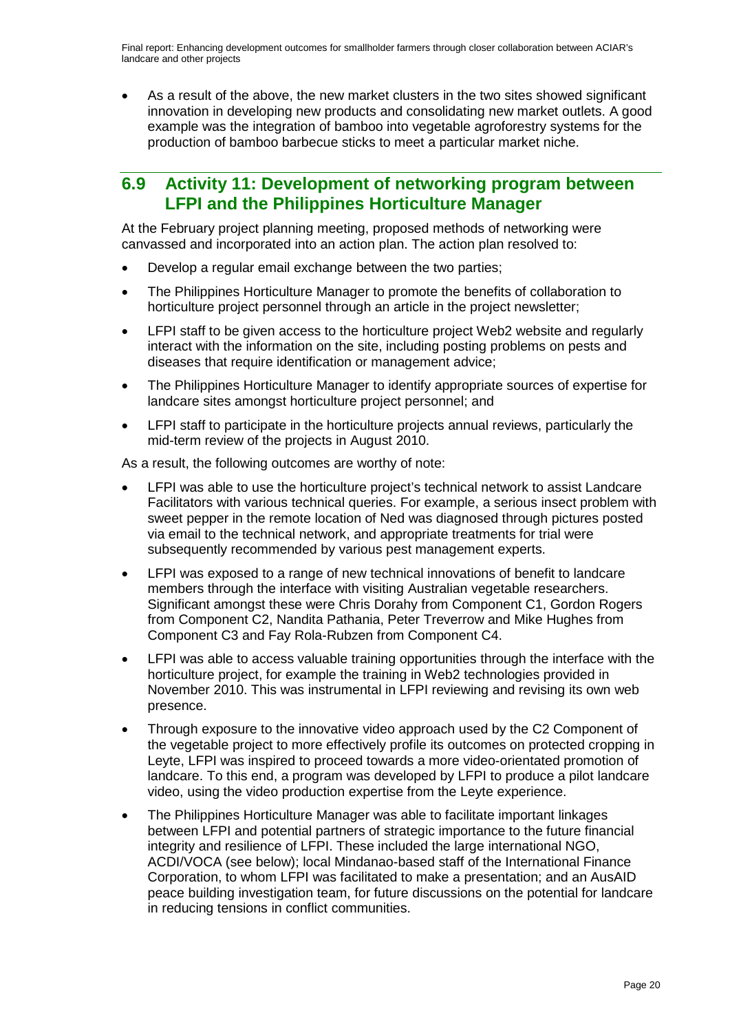- As a result of the above, the new market clusters in the two sites showed significant innovation in developing new products and consolidating new market outlets. A good example was the integration of bamboo into vegetable agroforestry systems for the production of bamboo barbecue sticks to meet a particular market niche.

## 6.9 Activity 11: Development of networking program between LFPI and the Philippines Horticulture Manager

At the February project planning meeting, proposed methods of networking were canvassed and incorporated into an action plan. The action plan resolved to:

- Develop a regular email exchange between the two parties;
- The Philippines Horticulture Manager to promote the benefits of collaboration to horticulture project personnel through an article in the project newsletter;
- LFPI staff to be given access to the horticulture project Web2 website and regularly interact with the information on the site, including posting problems on pests and diseases that require identification or management advice;
- The Philippines Horticulture Manager to identify appropriate sources of expertise for landcare sites amongst horticulture project personnel; and
- LFPI staff to participate in the horticulture projects annual reviews, particularly the mid-term review of the projects in August 2010.

As a result, the following outcomes are worthy of note:

- LFPI was able to use the horticulture project's technical network to assist Landcare Facilitators with various technical queries. For example, a serious insect problem with sweet pepper in the remote location of Ned was diagnosed through pictures posted via email to the technical network, and appropriate treatments for trial were subsequently recommended by various pest management experts.
- LFPI was exposed to a range of new technical innovations of benefit to landcare members through the interface with visiting Australian vegetable researchers. Significant amongst these were Chris Dorahy from Component C1, Gordon Rogers from Component C2, Nandita Pathania, Peter Treverrow and Mike Hughes from Component C3 and Fay Rola-Rubzen from Component C4.
- LFPI was able to access valuable training opportunities through the interface with the horticulture project, for example the training in Web2 technologies provided in November 2010. This was instrumental in LFPI reviewing and revising its own web presence.
- Through exposure to the innovative video approach used by the C2 Component of the vegetable project to more effectively profile its outcomes on protected cropping in Leyte, LFPI was inspired to proceed towards a more video-orientated promotion of landcare. To this end, a program was developed by LFPI to produce a pilot landcare video, using the video production expertise from the Leyte experience.
- The Philippines Horticulture Manager was able to facilitate important linkages between LFPI and potential partners of strategic importance to the future financial integrity and resilience of LFPI. These included the large international NGO, ACDI/VOCA (see below); local Mindanao-based staff of the International Finance Corporation, to whom LFPI was facilitated to make a presentation; and an AusAID peace building investigation team, for future discussions on the potential for landcare in reducing tensions in conflict communities.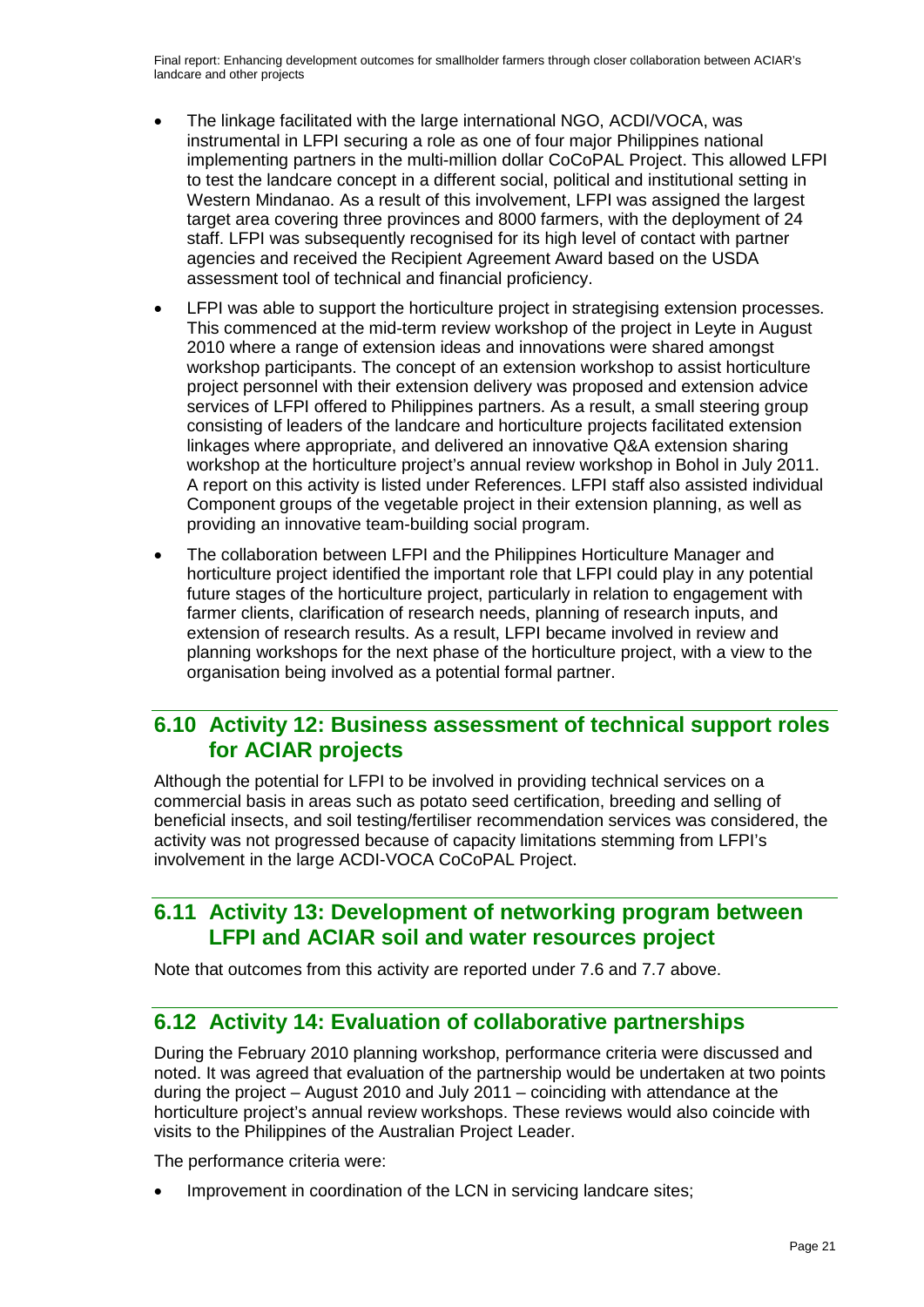- The linkage facilitated with the large international NGO, ACDI/VOCA, was instrumental in LFPI securing a role as one of four major Philippines national implementing partners in the multi-million dollar CoCoPAL Project. This allowed LFPI to test the landcare concept in a different social, political and institutional setting in Western Mindanao. As a result of this involvement, LFPI was assigned the largest target area covering three provinces and 8000 farmers, with the deployment of 24 staff. LFPI was subsequently recognised for its high level of contact with partner agencies and received the Recipient Agreement Award based on the USDA assessment tool of technical and financial proficiency.
- LFPI was able to support the horticulture project in strategising extension processes. This commenced at the mid-term review workshop of the project in Leyte in August 2010 where a range of extension ideas and innovations were shared amongst workshop participants. The concept of an extension workshop to assist horticulture project personnel with their extension delivery was proposed and extension advice services of LFPI offered to Philippines partners. As a result, a small steering group consisting of leaders of the landcare and horticulture projects facilitated extension linkages where appropriate, and delivered an innovative Q&A extension sharing workshop at the horticulture project's annual review workshop in Bohol in July 2011. A report on this activity is listed under References. LFPI staff also assisted individual Component groups of the vegetable project in their extension planning, as well as providing an innovative team-building social program.
- The collaboration between LFPI and the Philippines Horticulture Manager and horticulture project identified the important role that LFPI could play in any potential future stages of the horticulture project, particularly in relation to engagement with farmer clients, clarification of research needs, planning of research inputs, and extension of research results. As a result, LFPI became involved in review and planning workshops for the next phase of the horticulture project, with a view to the organisation being involved as a potential formal partner.

## 6.10 Activity 12: Business assessment of technical support roles for ACIAR projects

Although the potential for LFPI to be involved in providing technical services on a commercial basis in areas such as potato seed certification, breeding and selling of beneficial insects, and soil testing/fertiliser recommendation services was considered, the activity was not progressed because of capacity limitations stemming from LFPI's involvement in the large ACDI-VOCA CoCoPAL Project.

## 6.11 Activity 13: Development of networking program between LFPI and ACIAR soil and water resources project

Note that outcomes from this activity are reported under 7.6 and 7.7 above.

## 6.12 Activity 14: Evaluation of collaborative partnerships

During the February 2010 planning workshop, performance criteria were discussed and noted. It was agreed that evaluation of the partnership would be undertaken at two points during the project – August 2010 and July 2011 – coinciding with attendance at the horticulture project's annual review workshops. These reviews would also coincide with visits to the Philippines of the Australian Project Leader.

The performance criteria were:

- Improvement in coordination of the LCN in servicing landcare sites;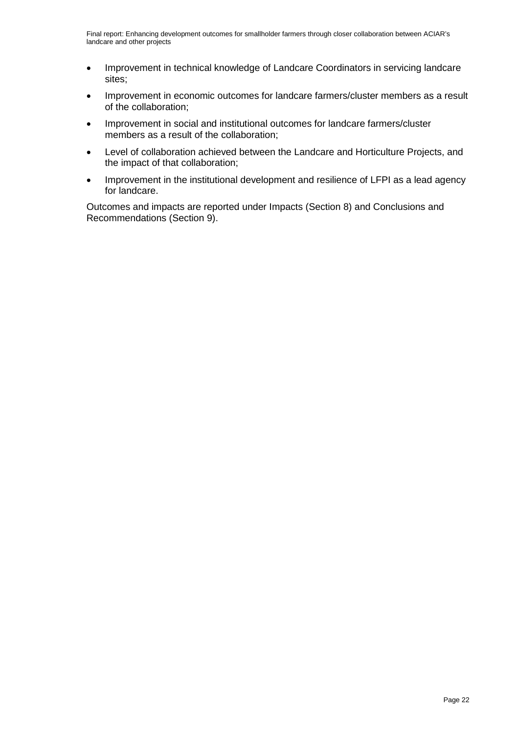- Improvement in technical knowledge of Landcare Coordinators in servicing landcare sites;
- Improvement in economic outcomes for landcare farmers/cluster members as a result of the collaboration;
- Improvement in social and institutional outcomes for landcare farmers/cluster members as a result of the collaboration;
- Level of collaboration achieved between the Landcare and Horticulture Projects, and the impact of that collaboration;
- Improvement in the institutional development and resilience of LFPI as a lead agency for landcare.

Outcomes and impacts are reported under Impacts (Section 8) and Conclusions and Recommendations (Section 9).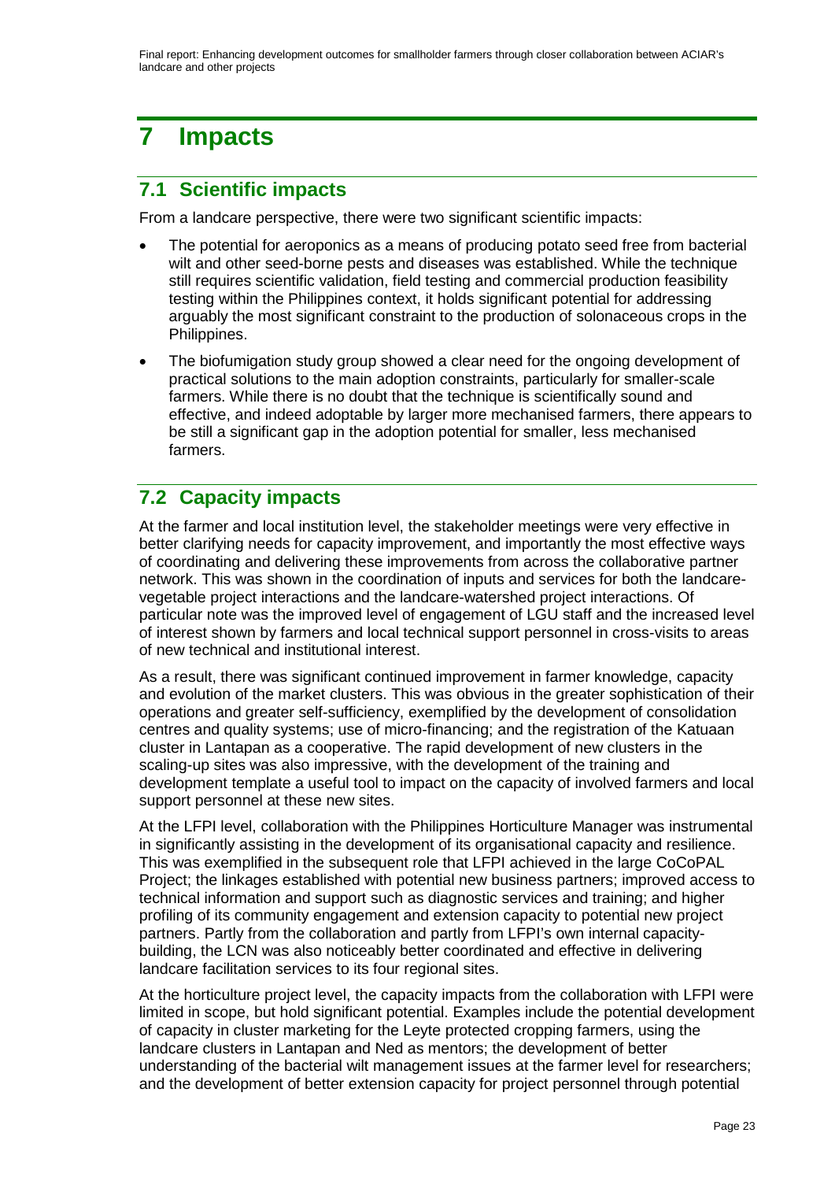# 7 Impacts

## 7.1 Scientific impacts

From a landcare perspective, there were two significant scientific impacts:

- The potential for aeroponics as a means of producing potato seed free from bacterial wilt and other seed-borne pests and diseases was established. While the technique still requires scientific validation, field testing and commercial production feasibility testing within the Philippines context, it holds significant potential for addressing arguably the most significant constraint to the production of solonaceous crops in the Philippines.
- The biofumigation study group showed a clear need for the ongoing development of practical solutions to the main adoption constraints, particularly for smaller-scale farmers. While there is no doubt that the technique is scientifically sound and effective, and indeed adoptable by larger more mechanised farmers, there appears to be still a significant gap in the adoption potential for smaller, less mechanised farmers.

## 7.2 Capacity impacts

At the farmer and local institution level, the stakeholder meetings were very effective in better clarifying needs for capacity improvement, and importantly the most effective ways of coordinating and delivering these improvements from across the collaborative partner network. This was shown in the coordination of inputs and services for both the landcare-vegetable project interactions and the landcare-watershed project interactions. Of particular note was the improved level of engagement of LGU staff and the increased level of interest shown by farmers and local technical support personnel in cross-visits to areas of new technical and institutional interest.

As a result, there was significant continued improvement in farmer knowledge, capacity and evolution of the market clusters. This was obvious in the greater sophistication of their operations and greater self-sufficiency, exemplified by the development of consolidation centres and quality systems; use of micro-financing; and the registration of the Katuaan cluster in Lantapan as a cooperative. The rapid development of new clusters in the scaling-up sites was also impressive, with the development of the training and development template a useful tool to impact on the capacity of involved farmers and local support personnel at these new sites.

At the LFPI level, collaboration with the Philippines Horticulture Manager was instrumental in significantly assisting in the development of its organisational capacity and resilience. This was exemplified in the subsequent role that LFPI achieved in the large CoCoPAL Project; the linkages established with potential new business partners; improved access to technical information and support such as diagnostic services and training; and higher profiling of its community engagement and extension capacity to potential new project partners. Partly from the collaboration and partly from LFPI's own internal capacity-building, the LCN was also noticeably better coordinated and effective in delivering landcare facilitation services to its four regional sites.

At the horticulture project level, the capacity impacts from the collaboration with LFPI were limited in scope, but hold significant potential. Examples include the potential development of capacity in cluster marketing for the Leyte protected cropping farmers, using the landcare clusters in Lantapan and Ned as mentors; the development of better understanding of the bacterial wilt management issues at the farmer level for researchers; and the development of better extension capacity for project personnel through potential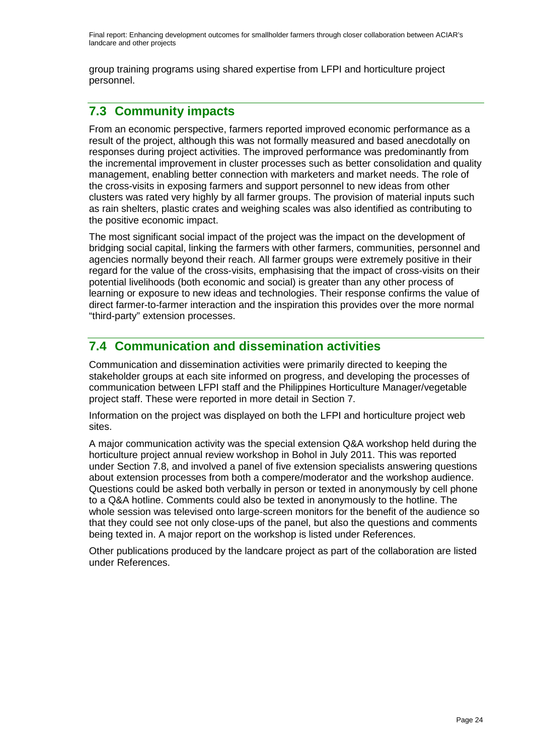group training programs using shared expertise from LFPI and horticulture project personnel.

## 7.3 Community impacts

From an economic perspective, farmers reported improved economic performance as a result of the project, although this was not formally measured and based anecdotally on responses during project activities. The improved performance was predominantly from the incremental improvement in cluster processes such as better consolidation and quality management, enabling better connection with marketers and market needs. The role of the cross-visits in exposing farmers and support personnel to new ideas from other clusters was rated very highly by all farmer groups. The provision of material inputs such as rain shelters, plastic crates and weighing scales was also identified as contributing to the positive economic impact.

The most significant social impact of the project was the impact on the development of bridging social capital, linking the farmers with other farmers, communities, personnel and agencies normally beyond their reach. All farmer groups were extremely positive in their regard for the value of the cross-visits, emphasising that the impact of cross-visits on their potential livelihoods (both economic and social) is greater than any other process of learning or exposure to new ideas and technologies. Their response confirms the value of direct farmer-to-farmer interaction and the inspiration this provides over the more normal "third-party" extension processes.

## 7.4 Communication and dissemination activities

Communication and dissemination activities were primarily directed to keeping the stakeholder groups at each site informed on progress, and developing the processes of communication between LFPI staff and the Philippines Horticulture Manager/vegetable project staff. These were reported in more detail in Section 7.

Information on the project was displayed on both the LFPI and horticulture project web sites.

A major communication activity was the special extension Q&A workshop held during the horticulture project annual review workshop in Bohol in July 2011. This was reported under Section 7.8, and involved a panel of five extension specialists answering questions about extension processes from both a compere/moderator and the workshop audience. Questions could be asked both verbally in person or texted in anonymously by cell phone to a Q&A hotline. Comments could also be texted in anonymously to the hotline. The whole session was televised onto large-screen monitors for the benefit of the audience so that they could see not only close-ups of the panel, but also the questions and comments being texted in. A major report on the workshop is listed under References.

Other publications produced by the landcare project as part of the collaboration are listed under References.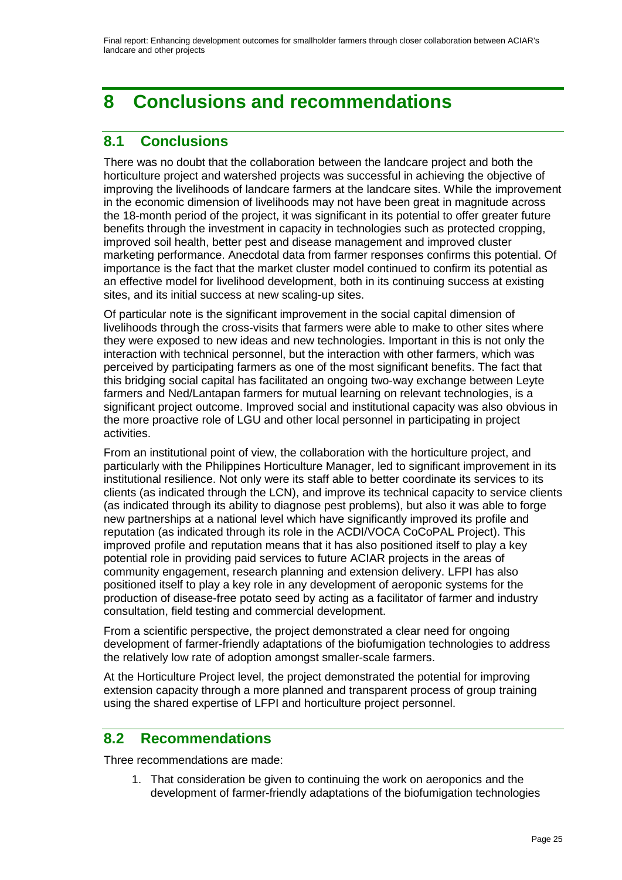# 8 Conclusions and recommendations

## 8.1 Conclusions

There was no doubt that the collaboration between the landcare project and both the horticulture project and watershed projects was successful in achieving the objective of improving the livelihoods of landcare farmers at the landcare sites. While the improvement in the economic dimension of livelihoods may not have been great in magnitude across the 18-month period of the project, it was significant in its potential to offer greater future benefits through the investment in capacity in technologies such as protected cropping, improved soil health, better pest and disease management and improved cluster marketing performance. Anecdotal data from farmer responses confirms this potential. Of importance is the fact that the market cluster model continued to confirm its potential as an effective model for livelihood development, both in its continuing success at existing sites, and its initial success at new scaling-up sites.

Of particular note is the significant improvement in the social capital dimension of livelihoods through the cross-visits that farmers were able to make to other sites where they were exposed to new ideas and new technologies. Important in this is not only the interaction with technical personnel, but the interaction with other farmers, which was perceived by participating farmers as one of the most significant benefits. The fact that this bridging social capital has facilitated an ongoing two-way exchange between Leyte farmers and Ned/Lantapan farmers for mutual learning on relevant technologies, is a significant project outcome. Improved social and institutional capacity was also obvious in the more proactive role of LGU and other local personnel in participating in project activities.

From an institutional point of view, the collaboration with the horticulture project, and particularly with the Philippines Horticulture Manager, led to significant improvement in its institutional resilience. Not only were its staff able to better coordinate its services to its clients (as indicated through the LCN), and improve its technical capacity to service clients (as indicated through its ability to diagnose pest problems), but also it was able to forge new partnerships at a national level which have significantly improved its profile and reputation (as indicated through its role in the ACDI/VOCA CoCoPAL Project). This improved profile and reputation means that it has also positioned itself to play a key potential role in providing paid services to future ACIAR projects in the areas of community engagement, research planning and extension delivery. LFPI has also positioned itself to play a key role in any development of aeroponic systems for the production of disease-free potato seed by acting as a facilitator of farmer and industry consultation, field testing and commercial development.

From a scientific perspective, the project demonstrated a clear need for ongoing development of farmer-friendly adaptations of the biofumigation technologies to address the relatively low rate of adoption amongst smaller-scale farmers.

At the Horticulture Project level, the project demonstrated the potential for improving extension capacity through a more planned and transparent process of group training using the shared expertise of LFPI and horticulture project personnel.

## 8.2 Recommendations

Three recommendations are made:

1. That consideration be given to continuing the work on aeroponics and the development of farmer-friendly adaptations of the biofumigation technologies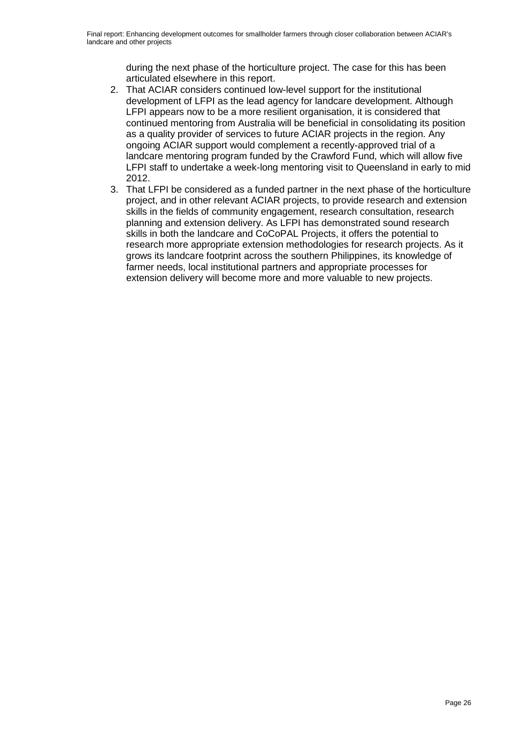during the next phase of the horticulture project. The case for this has been articulated elsewhere in this report.

2. That ACIAR considers continued low-level support for the institutional development of LFPI as the lead agency for landcare development. Although LFPI appears now to be a more resilient organisation, it is considered that continued mentoring from Australia will be beneficial in consolidating its position as a quality provider of services to future ACIAR projects in the region. Any ongoing ACIAR support would complement a recently-approved trial of a landcare mentoring program funded by the Crawford Fund, which will allow five LFPI staff to undertake a week-long mentoring visit to Queensland in early to mid 2012.
3. That LFPI be considered as a funded partner in the next phase of the horticulture project, and in other relevant ACIAR projects, to provide research and extension skills in the fields of community engagement, research consultation, research planning and extension delivery. As LFPI has demonstrated sound research skills in both the landcare and CoCoPAL Projects, it offers the potential to research more appropriate extension methodologies for research projects. As it grows its landcare footprint across the southern Philippines, its knowledge of farmer needs, local institutional partners and appropriate processes for extension delivery will become more and more valuable to new projects.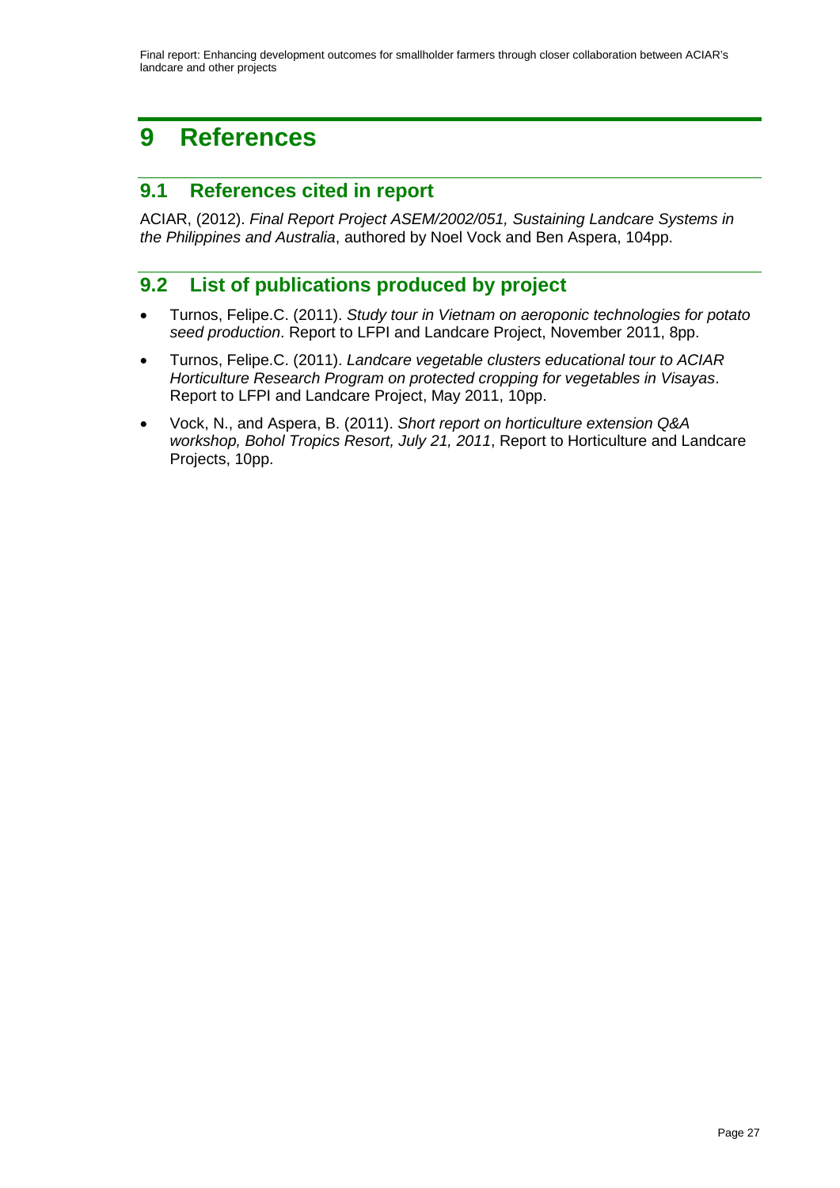# 9 References

## 9.1 References cited in report

ACIAR, (2012). *Final Report Project ASEM/2002/051, Sustaining Landcare Systems in the Philippines and Australia*, authored by Noel Vock and Ben Aspera, 104pp.

## 9.2 List of publications produced by project

- Turnos, Felipe.C. (2011). *Study tour in Vietnam on aeroponic technologies for potato seed production*. Report to LFPI and Landcare Project, November 2011, 8pp.
- Turnos, Felipe.C. (2011). *Landcare vegetable clusters educational tour to ACIAR Horticulture Research Program on protected cropping for vegetables in Visayas*. Report to LFPI and Landcare Project, May 2011, 10pp.
- Vock, N., and Aspera, B. (2011). *Short report on horticulture extension Q&A workshop, Bohol Tropics Resort, July 21, 2011*, Report to Horticulture and Landcare Projects, 10pp.